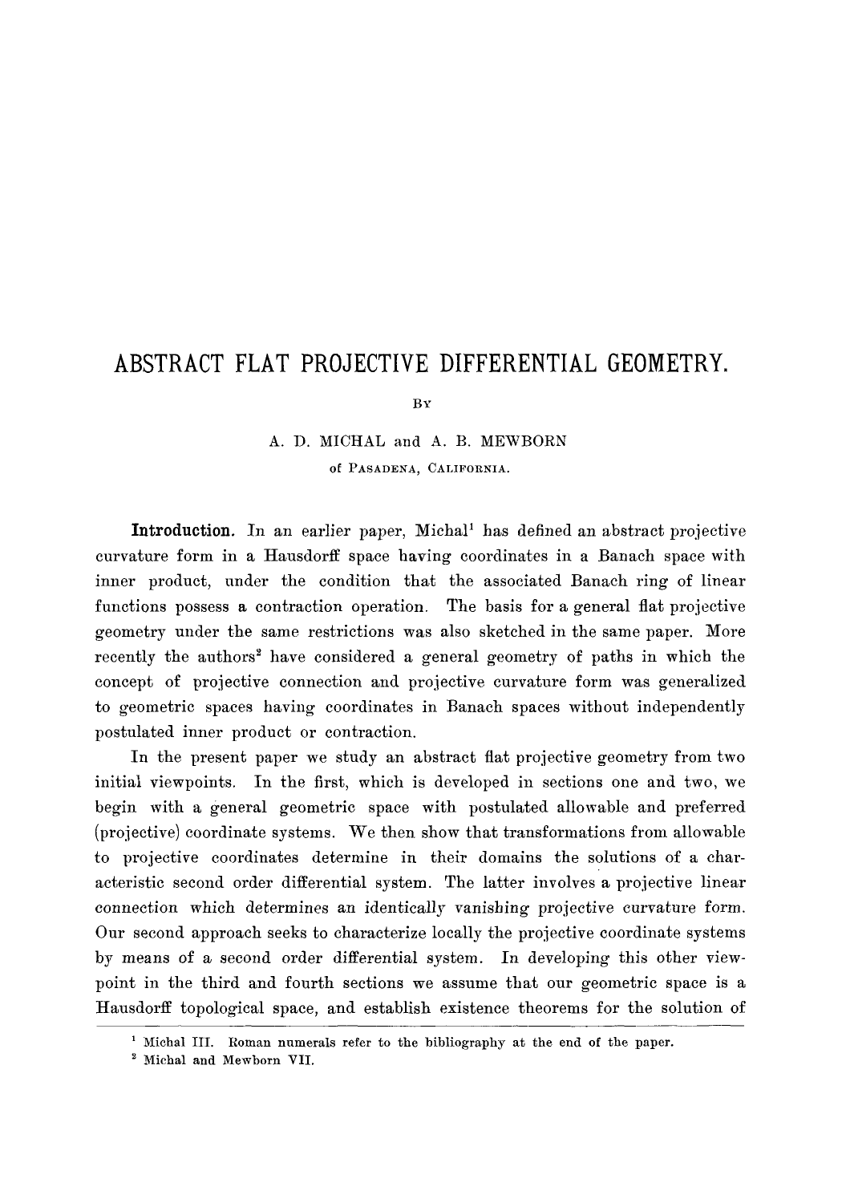# ABSTRACT FLAT PROJECTIVE DIFFERENTIAL GEOMETRY.

BY

A. D. MICHAL and A. B. MEWBORN

of PASADENA, CALIFORNIA.

**Introduction.** In an earlier paper, Michal[1] has defined an abstract projective curvature form in a Hausdorff space having coordinates in a Banach space with inner product, under the condition that the associated Banach ring of linear functions possess a contraction operation. The basis for a general flat projective geometry under the same restrictions was also sketched in the same paper. More recently the authors[2] have considered a general geometry of paths in which the concept of projective connection and projective curvature form was generalized to geometric spaces having coordinates in Banach spaces without independently postulated inner product or contraction.

In the present paper we study an abstract flat projective geometry from two initial viewpoints. In the first, which is developed in sections one and two, we begin with a general geometric space with postulated allowable and preferred (projective) coordinate systems. We then show that transformations from allowable to projective coordinates determine in their domains the solutions of a characteristic second order differential system. The latter involves a projective linear connection which determines an identically vanishing projective curvature form. Our second approach seeks to characterize locally the projective coordinate systems by means of a second order differential system. In developing this other viewpoint in the third and fourth sections we assume that our geometric space is a Hausdorff topological space, and establish existence theorems for the solution of

---

[1] Michal III. Roman numerals refer to the bibliography at the end of the paper.

[2] Michal and Mewborn VII.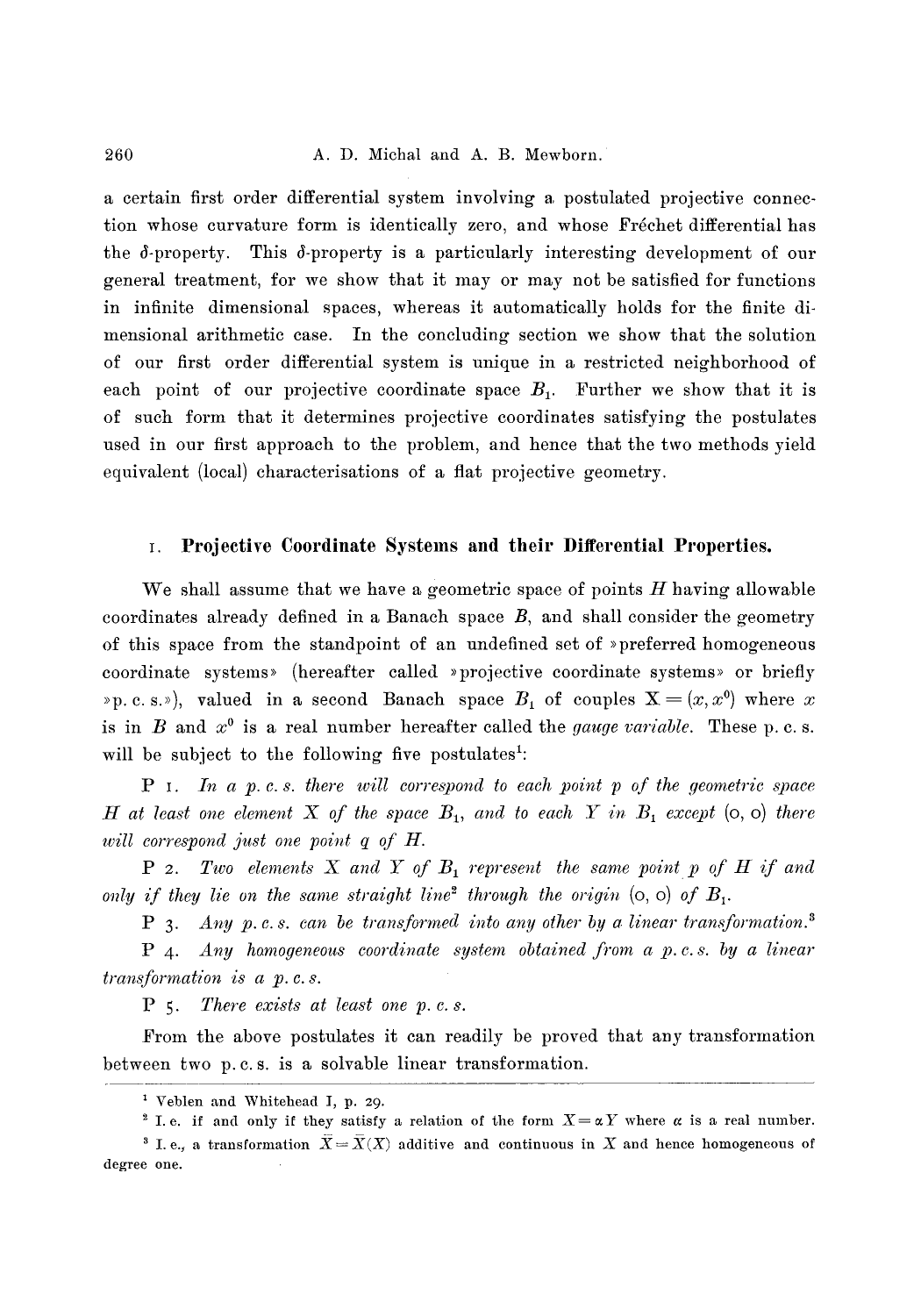a certain first order differential system involving a postulated projective connection whose curvature form is identically zero, and whose Fréchet differential has the $\delta$-property. This $\delta$-property is a particularly interesting development of our general treatment, for we show that it may or may not be satisfied for functions in infinite dimensional spaces, whereas it automatically holds for the finite dimensional arithmetic case. In the concluding section we show that the solution of our first order differential system is unique in a restricted neighborhood of each point of our projective coordinate space $B_1$. Further we show that it is of such form that it determines projective coordinates satisfying the postulates used in our first approach to the problem, and hence that the two methods yield equivalent (local) characterisations of a flat projective geometry.

## 1. Projective Coordinate Systems and their Differential Properties.

We shall assume that we have a geometric space of points $H$ having allowable coordinates already defined in a Banach space $B$, and shall consider the geometry of this space from the standpoint of an undefined set of »preferred homogeneous coordinate systems» (hereafter called »projective coordinate systems» or briefly »p. c. s.»), valued in a second Banach space $B_1$ of couples $X = (x, x^0)$ where $x$ is in $B$ and $x^0$ is a real number hereafter called the *gauge variable*. These p. c. s. will be subject to the following five postulates[1]:

P 1. *In a p. c. s. there will correspond to each point $p$ of the geometric space $H$ at least one element $X$ of the space $B_1$, and to each $Y$ in $B_1$ except* (0, 0) *there will correspond just one point $q$ of $H$.*

P 2. *Two elements $X$ and $Y$ of $B_1$ represent the same point $p$ of $H$ if and only if they lie on the same straight line*[2] *through the origin* (0, 0) *of $B_1$.*

P 3. *Any p. c. s. can be transformed into any other by a linear transformation.*[3]

P 4. *Any homogeneous coordinate system obtained from a p. c. s. by a linear transformation is a p. c. s.*

P 5. *There exists at least one p. c. s.*

From the above postulates it can readily be proved that any transformation between two p. c. s. is a solvable linear transformation.

---

[1] Veblen and Whitehead I, p. 29.

[2] I. e. if and only if they satisfy a relation of the form $X = \alpha Y$ where $\alpha$ is a real number.

[3] I. e., a transformation $\bar{X} = \bar{X}(X)$ additive and continuous in $X$ and hence homogeneous of degree one.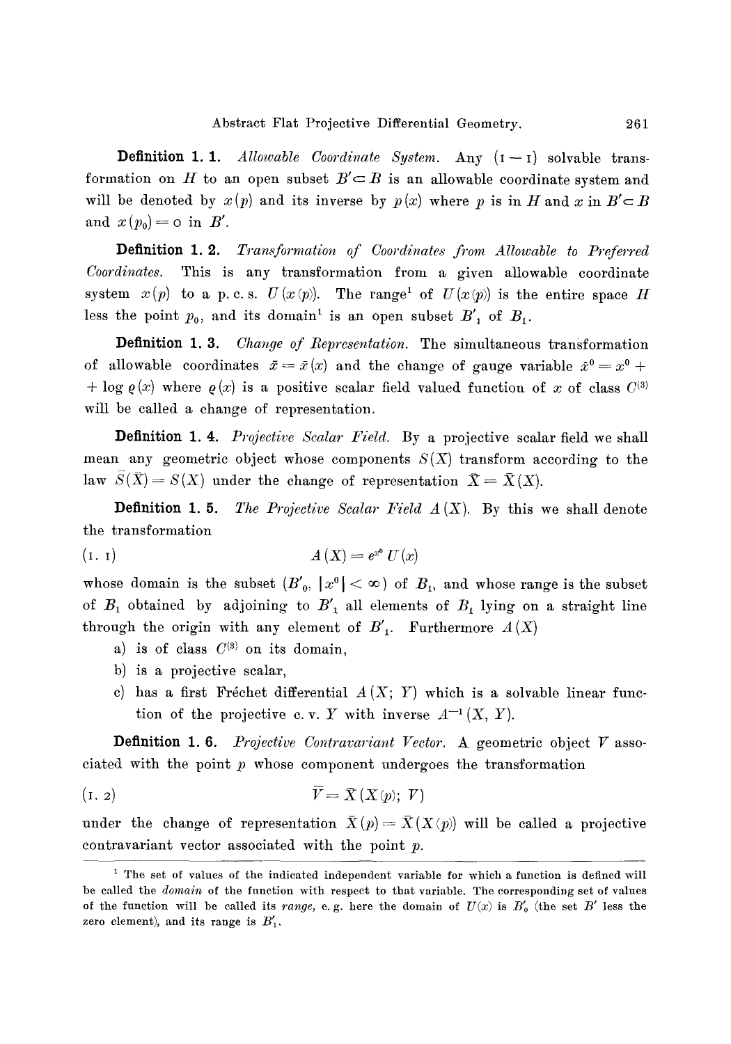**Definition 1. 1.** *Allowable Coordinate System.* Any $(1-1)$ solvable transformation on $H$ to an open subset $B' \subset B$ is an allowable coordinate system and will be denoted by $x(p)$ and its inverse by $p(x)$ where $p$ is in $H$ and $x$ in $B' \subset B$ and $x(p_0) = 0$ in $B'$.

**Definition 1. 2.** *Transformation of Coordinates from Allowable to Preferred Coordinates.* This is any transformation from a given allowable coordinate system $x(p)$ to a p. c. s. $U(x(p))$. The range[1] of $U(x(p))$ is the entire space $H$ less the point $p_0$, and its domain[1] is an open subset $B'_1$ of $B_1$.

**Definition 1. 3.** *Change of Representation.* The simultaneous transformation of allowable coordinates $\bar{x} = \bar{x}(x)$ and the change of gauge variable $\bar{x}^0 = x^0 + \log \varrho(x)$ where $\varrho(x)$ is a positive scalar field valued function of $x$ of class $C^{(3)}$ will be called a change of representation.

**Definition 1. 4.** *Projective Scalar Field.* By a projective scalar field we shall mean any geometric object whose components $S(X)$ transform according to the law $\bar{S}(\bar{X}) = S(X)$ under the change of representation $\bar{X} = \bar{X}(X)$.

**Definition 1. 5.** *The Projective Scalar Field $A(X)$.* By this we shall denote the transformation

$$A(X) = e^{x^0} U(x) \tag{1. 1}$$

whose domain is the subset $(B'_0, |x^0| < \infty)$ of $B_1$, and whose range is the subset of $B_1$ obtained by adjoining to $B'_1$ all elements of $B_1$ lying on a straight line through the origin with any element of $B'_1$. Furthermore $A(X)$

a) is of class $C^{(3)}$ on its domain,

b) is a projective scalar,

c) has a first Fréchet differential $A(X; Y)$ which is a solvable linear function of the projective c. v. $Y$ with inverse $A^{-1}(X, Y)$.

**Definition 1. 6.** *Projective Contravariant Vector.* A geometric object $V$ associated with the point $p$ whose component undergoes the transformation

$$\bar{V} = \bar{X}(X(p); V) \tag{1. 2}$$

under the change of representation $\bar{X}(p) = \bar{X}(X(p))$ will be called a projective contravariant vector associated with the point $p$.

---

[1] The set of values of the indicated independent variable for which a function is defined will be called the *domain* of the function with respect to that variable. The corresponding set of values of the function will be called its *range*, e. g. here the domain of $U(x)$ is $B'_0$ (the set $B'$ less the zero element), and its range is $B'_1$.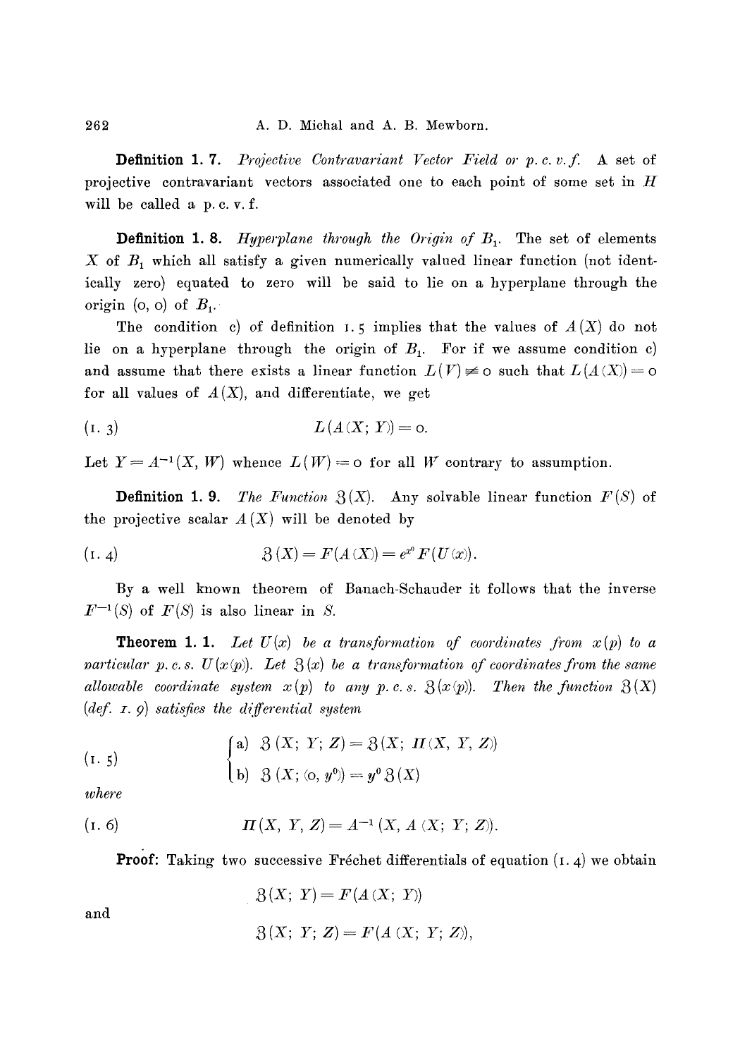**Definition 1. 7.** *Projective Contravariant Vector Field or p. c. v. f.* A set of projective contravariant vectors associated one to each point of some set in $H$ will be called a p. c. v. f.

**Definition 1. 8.** *Hyperplane through the Origin of $B_1$.* The set of elements $X$ of $B_1$ which all satisfy a given numerically valued linear function (not identically zero) equated to zero will be said to lie on a hyperplane through the origin $(0, 0)$ of $B_1$.

The condition c) of definition 1.5 implies that the values of $A(X)$ do not lie on a hyperplane through the origin of $B_1$. For if we assume condition c) and assume that there exists a linear function $L(V) \not\equiv 0$ such that $L(A(X)) = 0$ for all values of $A(X)$, and differentiate, we get

$$L(A(X; Y)) = 0. \tag{1. 3}$$

Let $Y = A^{-1}(X, W)$ whence $L(W) = 0$ for all $W$ contrary to assumption.

**Definition 1. 9.** *The Function $\mathfrak{Z}(X)$.* Any solvable linear function $F(S)$ of the projective scalar $A(X)$ will be denoted by

$$\mathfrak{Z}(X) = F(A(X)) = e^{x^0} F(U(x)). \tag{1. 4}$$

By a well known theorem of Banach-Schauder it follows that the inverse $F^{-1}(S)$ of $F(S)$ is also linear in $S$.

**Theorem 1. 1.** *Let $U(x)$ be a transformation of coordinates from $x(p)$ to a particular p. c. s. $U(x(p))$. Let $\mathfrak{Z}(x)$ be a transformation of coordinates from the same allowable coordinate system $x(p)$ to any p. c. s. $\mathfrak{Z}(x(p))$. Then the function $\mathfrak{Z}(X)$ (def. 1. 9) satisfies the differential system*

$$\begin{cases} \text{a)} & \mathfrak{Z}(X; Y; Z) = \mathfrak{Z}(X; \Pi(X, Y, Z)) \\ \text{b)} & \mathfrak{Z}(X; (0, y^0)) = y^0 \mathfrak{Z}(X) \end{cases} \tag{1. 5}$$

*where*

$$\Pi(X, Y, Z) = A^{-1}(X, A(X; Y; Z)). \tag{1. 6}$$

**Proof:** Taking two successive Fréchet differentials of equation (1. 4) we obtain

$$\mathfrak{Z}(X; Y) = F(A(X; Y))$$

and

$$\mathfrak{Z}(X; Y; Z) = F(A(X; Y; Z)),$$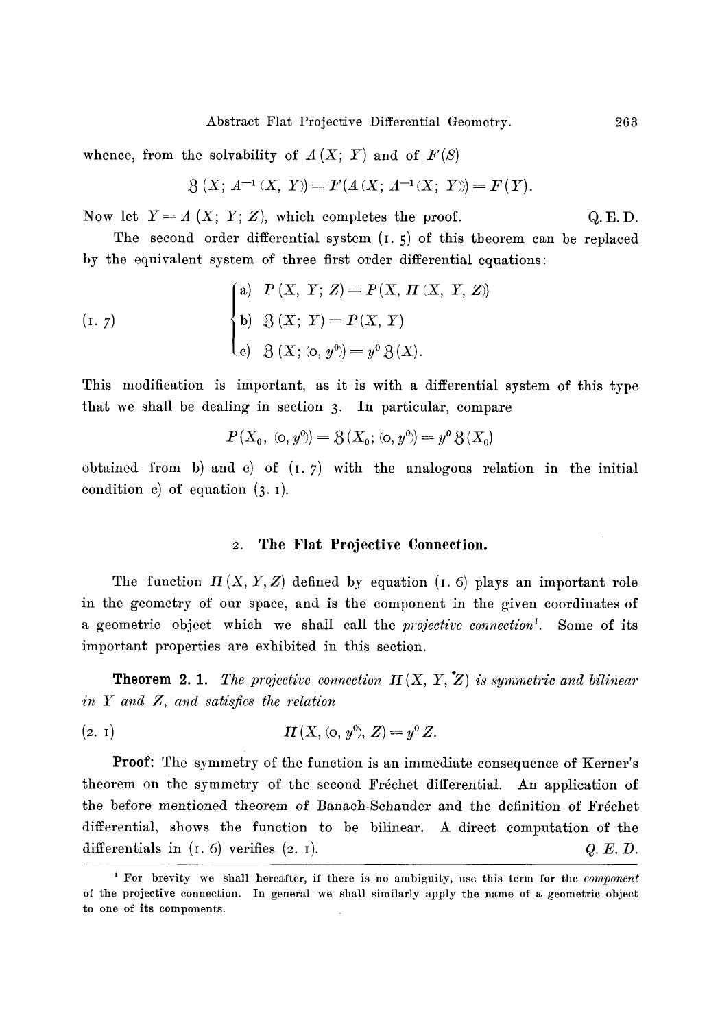whence, from the solvability of $A(X; Y)$ and of $F(S)$

$$\mathfrak{Z}(X; A^{-1}(X, Y)) = F(A(X; A^{-1}(X; Y))) = F(Y).$$

Now let $Y = A(X; Y; Z)$, which completes the proof. Q. E. D.

The second order differential system (1. 5) of this theorem can be replaced by the equivalent system of three first order differential equations:

$$(1.\ 7) \qquad \begin{cases} \text{a)} \ P(X, Y; Z) = P(X, \Pi(X, Y, Z)) \\ \text{b)} \ \mathfrak{Z}(X; Y) = P(X, Y) \\ \text{c)} \ \mathfrak{Z}(X; (0, y^0)) = y^0 \mathfrak{Z}(X). \end{cases}$$

This modification is important, as it is with a differential system of this type that we shall be dealing in section 3. In particular, compare

$$P(X_0, (0, y^0)) = \mathfrak{Z}(X_0; (0, y^0)) = y^0 \mathfrak{Z}(X_0)$$

obtained from b) and c) of (1. 7) with the analogous relation in the initial condition c) of equation (3. 1).

## 2. The Flat Projective Connection.

The function $\Pi(X, Y, Z)$ defined by equation (1. 6) plays an important role in the geometry of our space, and is the component in the given coordinates of a geometric object which we shall call the *projective connection*[1]. Some of its important properties are exhibited in this section.

**Theorem 2. 1.** *The projective connection $\Pi(X, Y, Z)$ is symmetric and bilinear in $Y$ and $Z$, and satisfies the relation*

$$(2.\ 1) \qquad \Pi(X, (0, y^0), Z) = y^0 Z.$$

**Proof:** The symmetry of the function is an immediate consequence of Kerner's theorem on the symmetry of the second Fréchet differential. An application of the before mentioned theorem of Banach-Schauder and the definition of Fréchet differential, shows the function to be bilinear. A direct computation of the differentials in (1. 6) verifies (2. 1). *Q. E. D.*

---

[1] For brevity we shall hereafter, if there is no ambiguity, use this term for the *component* of the projective connection. In general we shall similarly apply the name of a geometric object to one of its components.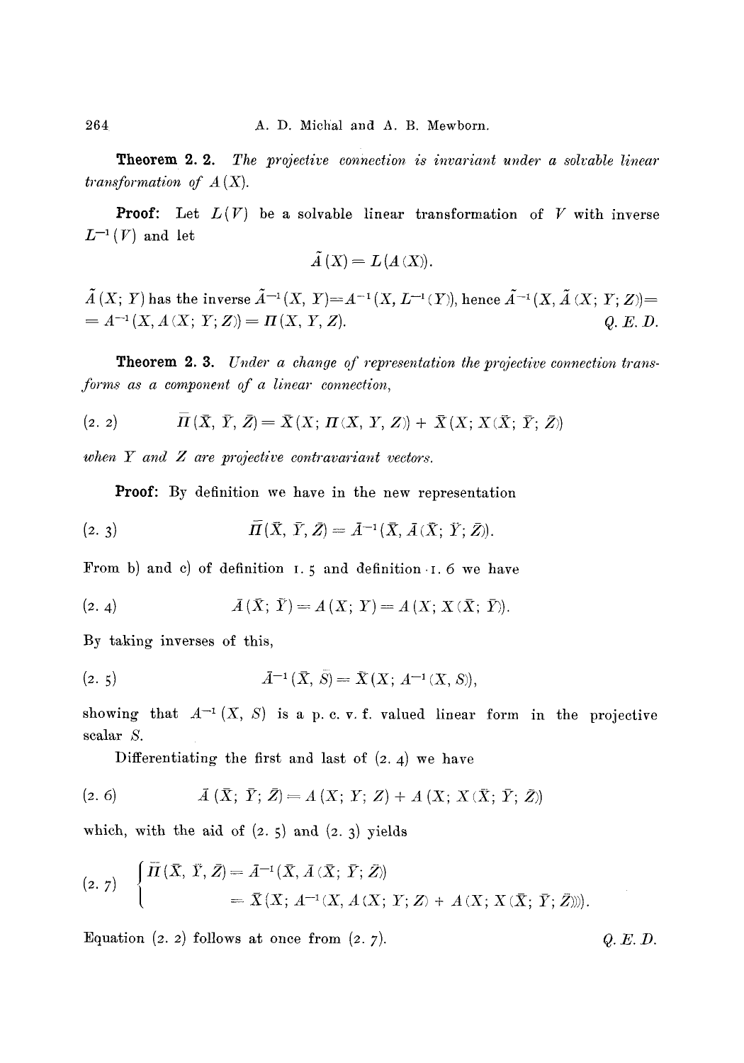**Theorem 2. 2.** *The projective connection is invariant under a solvable linear transformation of* $A(X)$.

**Proof:** Let $L(V)$ be a solvable linear transformation of $V$ with inverse $L^{-1}(V)$ and let

$$\tilde{A}(X) = L(A(X)).$$

$\tilde{A}(X; Y)$ has the inverse $\tilde{A}^{-1}(X, Y) = A^{-1}(X, L^{-1}(Y))$, hence $\tilde{A}^{-1}(X, \tilde{A}(X; Y; Z)) = A^{-1}(X, A(X; Y; Z)) = \Pi(X, Y, Z)$. *Q. E. D.*

**Theorem 2. 3.** *Under a change of representation the projective connection transforms as a component of a linear connection,*

$$\bar{\Pi}(\bar{X}, \bar{Y}, \bar{Z}) = \bar{X}(X; \Pi(X, Y, Z)) + \bar{X}(X; X(\bar{X}; \bar{Y}; \bar{Z})) \tag{2. 2}$$

*when* $Y$ *and* $Z$ *are projective contravariant vectors.*

**Proof:** By definition we have in the new representation

$$\bar{\Pi}(\bar{X}, \bar{Y}, \bar{Z}) = \bar{A}^{-1}(\bar{X}, \bar{A}(\bar{X}; \bar{Y}; \bar{Z})). \tag{2. 3}$$

From b) and c) of definition 1. 5 and definition 1. 6 we have

$$\bar{A}(\bar{X}; \bar{Y}) = A(X; Y) = A(X; X(\bar{X}; \bar{Y})). \tag{2. 4}$$

By taking inverses of this,

$$\bar{A}^{-1}(\bar{X}, \bar{S}) = \bar{X}(X; A^{-1}(X, S)), \tag{2. 5}$$

showing that $A^{-1}(X, S)$ is a p. c. v. f. valued linear form in the projective scalar $S$.

Differentiating the first and last of (2. 4) we have

$$\bar{A}(\bar{X}; \bar{Y}; \bar{Z}) = A(X; Y; Z) + A(X; X(\bar{X}; \bar{Y}; \bar{Z})) \tag{2. 6}$$

which, with the aid of (2. 5) and (2. 3) yields

$$\begin{cases} \bar{\Pi}(\bar{X}, \bar{Y}, \bar{Z}) = \bar{A}^{-1}(\bar{X}, \bar{A}(\bar{X}; \bar{Y}; \bar{Z})) \\ \qquad = \bar{X}(X; A^{-1}(X, A(X; Y; Z) + A(X; X(\bar{X}; \bar{Y}; \bar{Z})))). \end{cases} \tag{2. 7}$$

Equation (2. 2) follows at once from (2. 7). *Q. E. D.*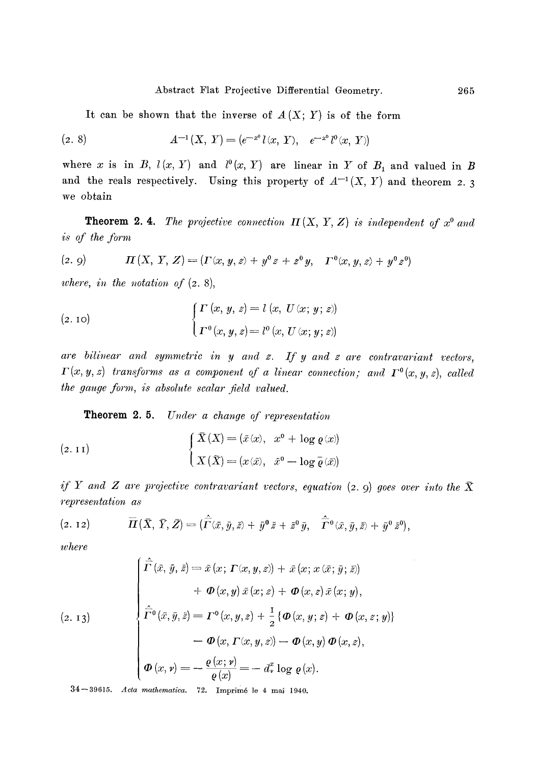It can be shown that the inverse of $A(X; Y)$ is of the form

$$
A^{-1}(X, Y) = (e^{-x^0} l(x, Y), \quad e^{-x^0} l^0(x, Y)) \tag{2. 8}
$$

where $x$ is in $B$, $l(x, Y)$ and $l^0(x, Y)$ are linear in $Y$ of $B_1$ and valued in $B$ and the reals respectively. Using this property of $A^{-1}(X, Y)$ and theorem 2. 3 we obtain

**Theorem 2. 4.** *The projective connection $\Pi(X, Y, Z)$ is independent of $x^0$ and is of the form*

$$
\Pi(X, Y, Z) = (\Gamma(x, y, z) + y^0 z + z^0 y, \quad \Gamma^0(x, y, z) + y^0 z^0) \tag{2. 9}
$$

*where, in the notation of* (2. 8),

$$
\begin{cases} \Gamma(x, y, z) = l(x, U(x; y; z)) \\ \Gamma^0(x, y, z) = l^0(x, U(x; y; z)) \end{cases} \tag{2. 10}
$$

*are bilinear and symmetric in $y$ and $z$. If $y$ and $z$ are contravariant vectors, $\Gamma(x, y, z)$ transforms as a component of a linear connection; and $\Gamma^0(x, y, z)$, called the gauge form, is absolute scalar field valued.*

**Theorem 2. 5.** *Under a change of representation*

$$
\begin{cases} \bar{X}(X) = (\bar{x}(x), \quad x^0 + \log \varrho(x)) \\ X(\bar{X}) = (x(\bar{x}), \quad \bar{x}^0 - \log \bar{\varrho}(\bar{x})) \end{cases} \tag{2. 11}
$$

*if $Y$ and $Z$ are projective contravariant vectors, equation* (2. 9) *goes over into the $\bar{X}$ representation as*

$$
\bar{\Pi}(\bar{X}, \bar{Y}, \bar{Z}) = (\hat{\bar{\Gamma}}(\bar{x}, \bar{y}, \bar{z}) + \bar{y}^0 \bar{z} + \bar{z}^0 \bar{y}, \quad \hat{\bar{\Gamma}}{}^0(\bar{x}, \bar{y}, \bar{z}) + \bar{y}^0 \bar{z}^0), \tag{2. 12}
$$

*where*

$$
\begin{cases} \hat{\bar{\Gamma}}(\bar{x}, \bar{y}, \bar{z}) = \bar{x}(x; \Gamma(x, y, z)) + \bar{x}(x; x(\bar{x}; \bar{y}; \bar{z})) \\ \qquad\qquad + \Phi(x, y)\, \bar{x}(x; z) + \Phi(x, z)\, \bar{x}(x; y), \\ \hat{\bar{\Gamma}}{}^0(\bar{x}, \bar{y}, \bar{z}) = \Gamma^0(x, y, z) + \frac{1}{2}\{\Phi(x, y; z) + \Phi(x, z; y)\} \\ \qquad\qquad - \Phi(x, \Gamma(x, y, z)) - \Phi(x, y)\, \Phi(x, z), \\ \Phi(x, v) = -\dfrac{\varrho(x; v)}{\varrho(x)} = -d_v^x \log \varrho(x). \end{cases} \tag{2. 13}
$$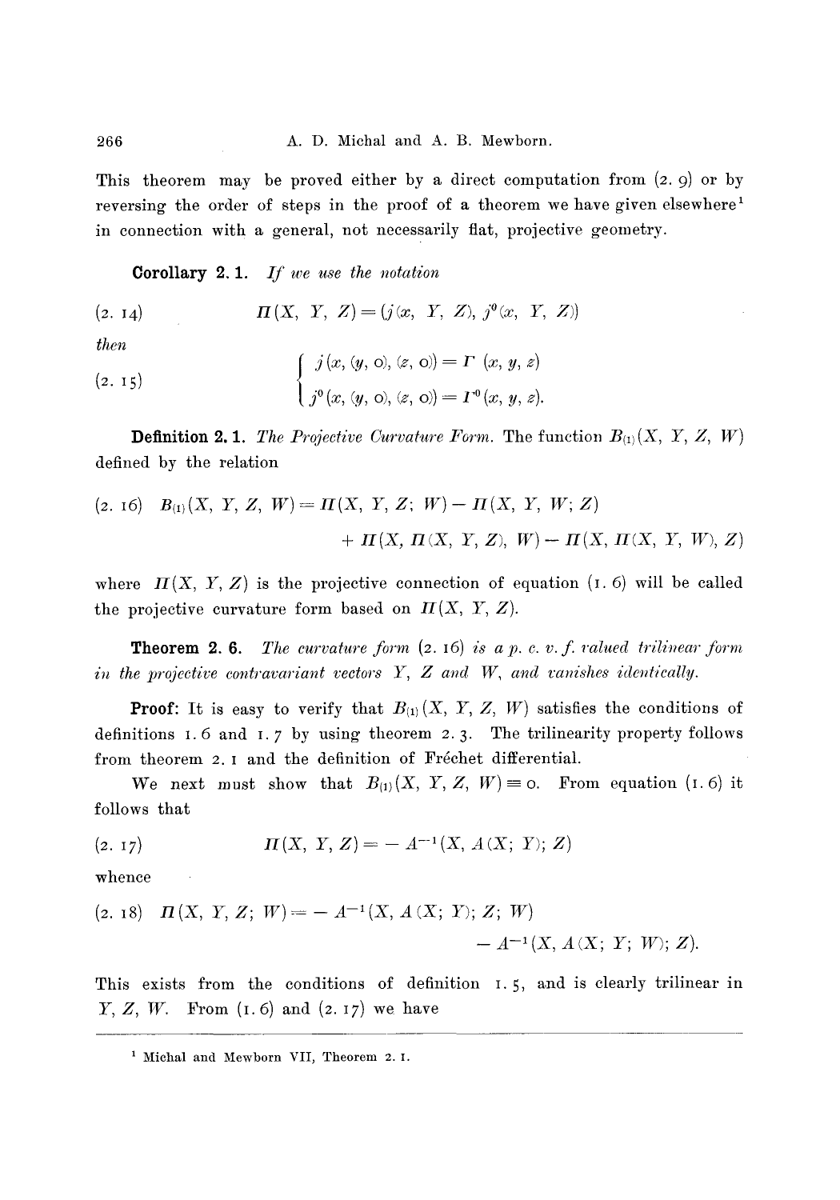This theorem may be proved either by a direct computation from (2. 9) or by reversing the order of steps in the proof of a theorem we have given elsewhere[1] in connection with a general, not necessarily flat, projective geometry.

**Corollary 2. 1.** *If we use the notation*

$$\Pi(X,\ Y,\ Z) = (j(x,\ Y,\ Z),\ j^0(x,\ Y,\ Z)) \tag{2. 14}$$

*then*

$$\begin{cases} j(x, (y, 0), (z, 0)) = \Gamma\ (x, y, z) \\ j^0(x, (y, 0), (z, 0)) = \Gamma^0(x, y, z). \end{cases} \tag{2. 15}$$

**Definition 2. 1.** *The Projective Curvature Form.* The function $B_{(1)}(X,\ Y,\ Z,\ W)$ defined by the relation

$$B_{(1)}(X,\ Y,\ Z,\ W) = \Pi(X,\ Y,\ Z;\ W) - \Pi(X,\ Y,\ W;\ Z) + \Pi(X,\ \Pi(X,\ Y,\ Z),\ W) - \Pi(X,\ \Pi(X,\ Y,\ W),\ Z) \tag{2. 16}$$

where $\Pi(X,\ Y,\ Z)$ is the projective connection of equation (1. 6) will be called the projective curvature form based on $\Pi(X,\ Y,\ Z)$.

**Theorem 2. 6.** *The curvature form* (2. 16) *is a p. c. v. f. valued trilinear form in the projective contravariant vectors $Y$, $Z$ and $W$, and vanishes identically.*

**Proof:** It is easy to verify that $B_{(1)}(X,\ Y,\ Z,\ W)$ satisfies the conditions of definitions 1. 6 and 1. 7 by using theorem 2. 3. The trilinearity property follows from theorem 2. 1 and the definition of Fréchet differential.

We next must show that $B_{(1)}(X,\ Y,\ Z,\ W) \equiv 0$. From equation (1. 6) it follows that

$$\Pi(X,\ Y,\ Z) = -A^{-1}(X,\ A(X;\ Y);\ Z) \tag{2. 17}$$

whence

$$\Pi(X,\ Y,\ Z;\ W) = -A^{-1}(X,\ A(X;\ Y);\ Z;\ W) - A^{-1}(X,\ A(X;\ Y;\ W);\ Z). \tag{2. 18}$$

This exists from the conditions of definition 1. 5, and is clearly trilinear in $Y$, $Z$, $W$. From (1. 6) and (2. 17) we have

---

[1] Michal and Mewborn VII, Theorem 2. 1.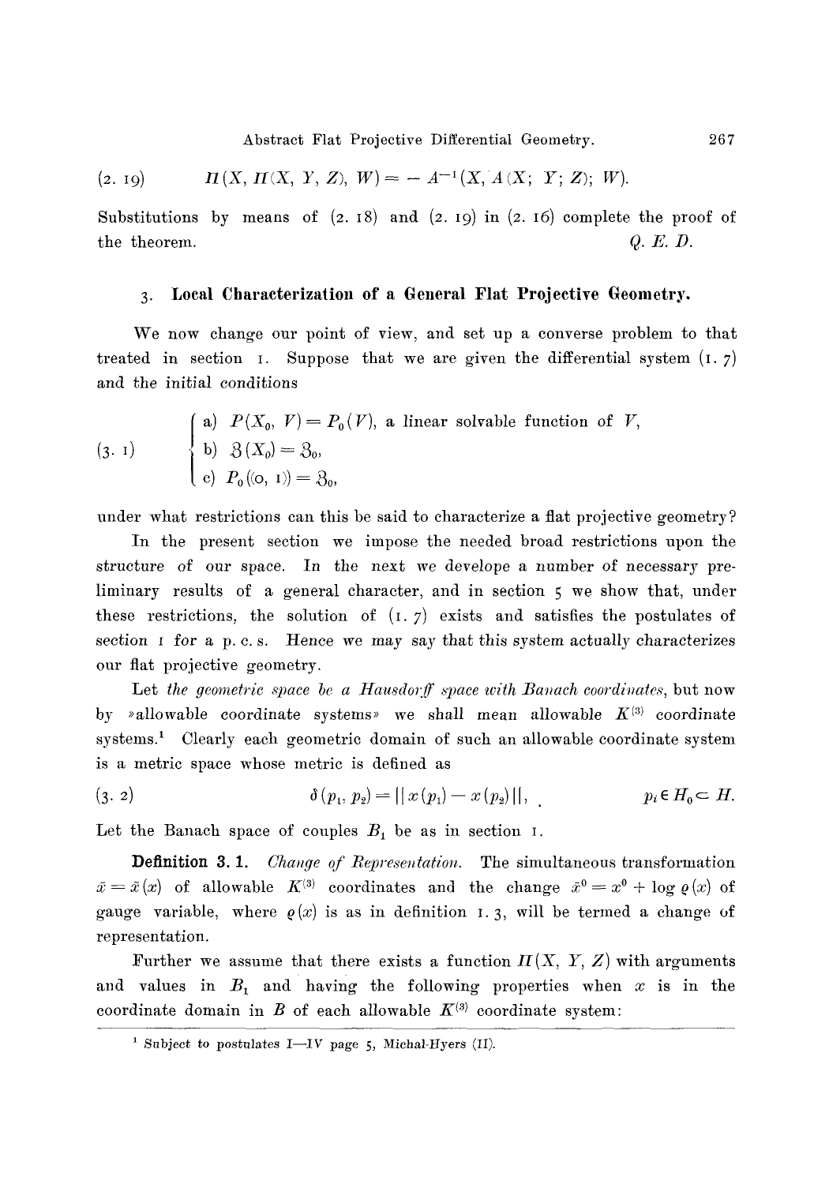$$(2.\ 19) \qquad \Pi(X, \Pi(X, Y, Z), W) = -A^{-1}(X, A(X;\ Y;\ Z);\ W).$$

Substitutions by means of (2. 18) and (2. 19) in (2. 16) complete the proof of the theorem. *Q. E. D.*

## 3. Local Characterization of a General Flat Projective Geometry.

We now change our point of view, and set up a converse problem to that treated in section 1. Suppose that we are given the differential system (1. 7) and the *initial conditions*

$$(3.\ 1) \qquad \begin{cases} \text{a)} \ P(X_0, V) = P_0(V), \text{ a linear solvable function of } V, \\ \text{b)} \ \mathfrak{Z}(X_0) = \mathfrak{Z}_0, \\ \text{c)} \ P_0((0, 1)) = \mathfrak{Z}_0, \end{cases}$$

under what restrictions can this be said to characterize a flat projective geometry?

In the present section we impose the needed broad restrictions upon the structure of our space. In the next we develope a number of necessary preliminary results of a general character, and in section 5 we show that, under these restrictions, the solution of (1. 7) exists and satisfies the postulates of section 1 for a p. c. s. Hence we may say that this system actually characterizes our flat projective geometry.

Let *the geometric space be a Hausdorff space with Banach coordinates*, but now by »allowable coordinate systems» we shall mean allowable $K^{(3)}$ coordinate systems.[1] Clearly each geometric domain of such an allowable coordinate system is a metric space whose metric is defined as

$$(3.\ 2) \qquad \delta(p_1, p_2) = \| x(p_1) - x(p_2) \|, \qquad p_i \in H_0 \subset H.$$

Let the Banach space of couples $B_1$ be as in section 1.

**Definition 3. 1.** *Change of Representation.* The simultaneous transformation $\bar{x} = \bar{x}(x)$ of allowable $K^{(3)}$ coordinates and the change $\bar{x}^0 = x^0 + \log \varrho(x)$ of gauge variable, where $\varrho(x)$ is as in definition 1. 3, will be termed a change of representation.

Further we assume that there exists a function $\Pi(X, Y, Z)$ with arguments and values in $B_1$ and having the following properties when $x$ is in the coordinate domain in $B$ of each allowable $K^{(3)}$ coordinate system:

---

[1] Subject to postulates I—IV page 5, Michal-Hyers (II).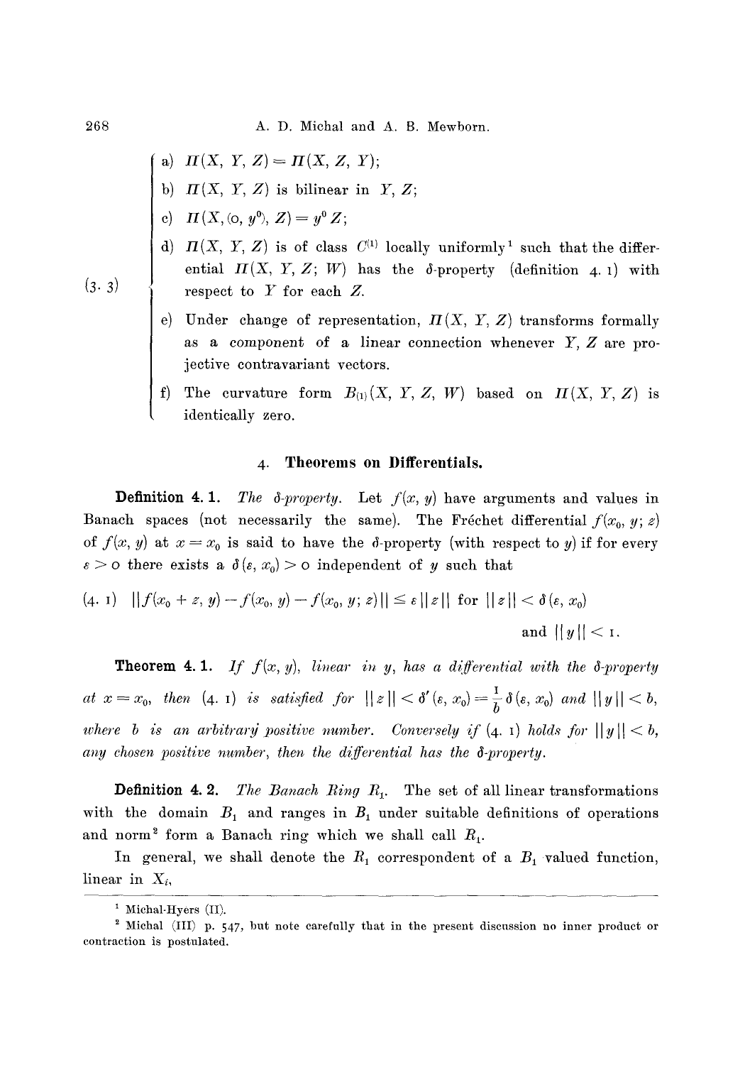(3.3)

a) $\Pi(X, Y, Z) = \Pi(X, Z, Y)$;

b) $\Pi(X, Y, Z)$ is bilinear in $Y, Z$;

c) $\Pi(X, (0, y^0), Z) = y^0 Z$;

d) $\Pi(X, Y, Z)$ is of class $C^{(1)}$ locally uniformly[1] such that the differential $\Pi(X, Y, Z; W)$ has the $\delta$-property (definition 4.1) with respect to $Y$ for each $Z$.

e) Under change of representation, $\Pi(X, Y, Z)$ transforms formally as a component of a linear connection whenever $Y, Z$ are projective contravariant vectors.

f) The curvature form $B_{(1)}(X, Y, Z, W)$ based on $\Pi(X, Y, Z)$ is identically zero.

## 4. Theorems on Differentials.

**Definition 4.1.** *The $\delta$-property.* Let $f(x, y)$ have arguments and values in Banach spaces (not necessarily the same). The Fréchet differential $f(x_0, y; z)$ of $f(x, y)$ at $x = x_0$ is said to have the $\delta$-property (with respect to $y$) if for every $\varepsilon > 0$ there exists a $\delta(\varepsilon, x_0) > 0$ independent of $y$ such that

$$(4.1) \quad \|f(x_0 + z, y) - f(x_0, y) - f(x_0, y; z)\| \leq \varepsilon \|z\| \text{ for } \|z\| < \delta(\varepsilon, x_0) \text{ and } \|y\| < 1.$$

**Theorem 4.1.** *If $f(x, y)$, linear in $y$, has a differential with the $\delta$-property at $x = x_0$, then (4.1) is satisfied for $\|z\| < \delta'(\varepsilon, x_0) = \frac{1}{b}\delta(\varepsilon, x_0)$ and $\|y\| < b$, where $b$ is an arbitrary positive number. Conversely if (4.1) holds for $\|y\| < b$, any chosen positive number, then the differential has the $\delta$-property.*

**Definition 4.2.** *The Banach Ring $R_1$.* The set of all linear transformations with the domain $B_1$ and ranges in $B_1$ under suitable definitions of operations and norm[2] form a Banach ring which we shall call $R_1$.

In general, we shall denote the $R_1$ correspondent of a $B_1$ valued function, linear in $X_i$,

---

[1] Michal-Hyers (II).

[2] Michal (III) p. 547, but note carefully that in the present discussion no inner product or contraction is postulated.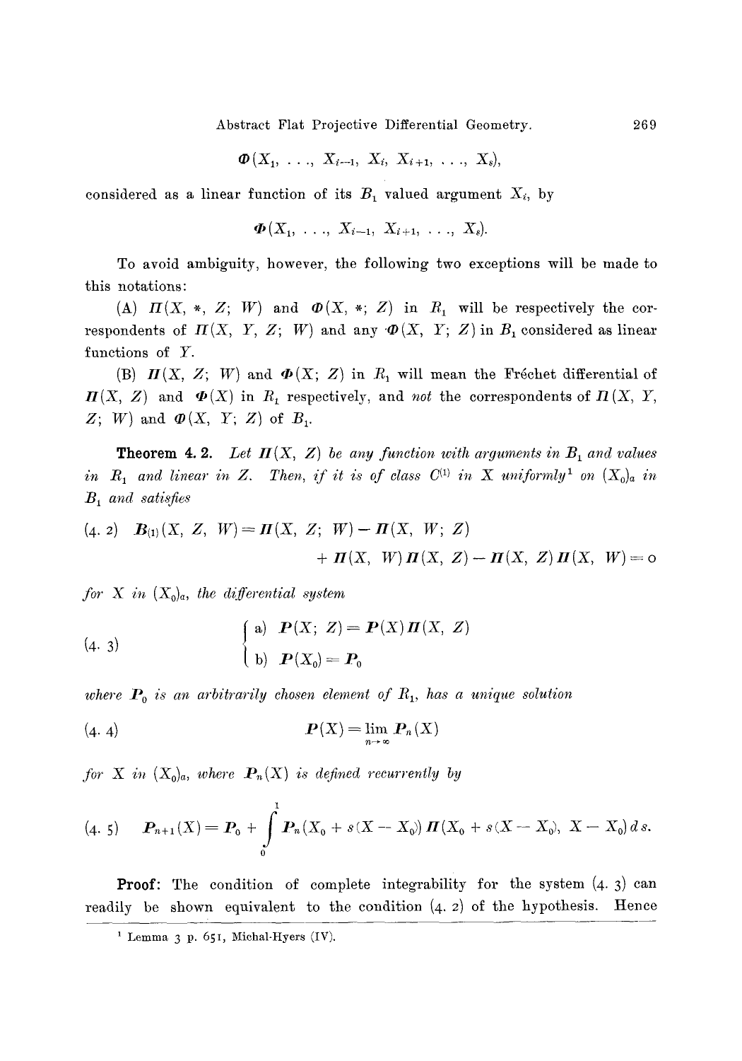$$\Phi(X_1, \ldots, X_{i-1}, X_i, X_{i+1}, \ldots, X_s),$$

considered as a linear function of its $B_1$ valued argument $X_i$, by

$$\boldsymbol{\Phi}(X_1, \ldots, X_{i-1}, X_{i+1}, \ldots, X_s).$$

To avoid ambiguity, however, the following two exceptions will be made to this notations:

(A) $\Pi(X, *, Z; W)$ and $\Phi(X, *; Z)$ in $R_1$ will be respectively the correspondents of $\Pi(X, Y, Z; W)$ and any $\Phi(X, Y; Z)$ in $B_1$ considered as linear functions of $Y$.

(B) $\boldsymbol{\Pi}(X, Z; W)$ and $\boldsymbol{\Phi}(X; Z)$ in $R_1$ will mean the Fréchet differential of $\boldsymbol{\Pi}(X, Z)$ and $\boldsymbol{\Phi}(X)$ in $R_1$ respectively, and *not* the correspondents of $\Pi(X, Y, Z; W)$ and $\Phi(X, Y; Z)$ of $B_1$.

**Theorem 4. 2.** *Let $\boldsymbol{\Pi}(X, Z)$ be any function with arguments in $B_1$ and values in $R_1$ and linear in $Z$. Then, if it is of class $C^{(1)}$ in $X$ uniformly*[1] *on $(X_0)_a$ in $B_1$ and satisfies*

$$(4.2) \quad \boldsymbol{B}_{(1)}(X, Z, W) = \boldsymbol{\Pi}(X, Z; W) - \boldsymbol{\Pi}(X, W; Z) + \boldsymbol{\Pi}(X, W)\boldsymbol{\Pi}(X, Z) - \boldsymbol{\Pi}(X, Z)\boldsymbol{\Pi}(X, W) = 0$$

*for $X$ in $(X_0)_a$, the differential system*

$$(4.3) \quad \begin{cases} \text{a)} \ \boldsymbol{P}(X; Z) = \boldsymbol{P}(X)\boldsymbol{\Pi}(X, Z) \\ \text{b)} \ \boldsymbol{P}(X_0) = \boldsymbol{P}_0 \end{cases}$$

*where $\boldsymbol{P}_0$ is an arbitrarily chosen element of $R_1$, has a unique solution*

$$(4.4) \quad \boldsymbol{P}(X) = \lim_{n \to \infty} \boldsymbol{P}_n(X)$$

*for $X$ in $(X_0)_a$, where $\boldsymbol{P}_n(X)$ is defined recurrently by*

$$(4.5) \quad \boldsymbol{P}_{n+1}(X) = \boldsymbol{P}_0 + \int_0^1 \boldsymbol{P}_n(X_0 + s(X - X_0))\boldsymbol{\Pi}(X_0 + s(X - X_0), X - X_0)\, ds.$$

**Proof:** The condition of complete integrability for the system (4. 3) can readily be shown equivalent to the condition (4. 2) of the hypothesis. Hence

---

[1] Lemma 3 p. 651, Michal-Hyers (IV).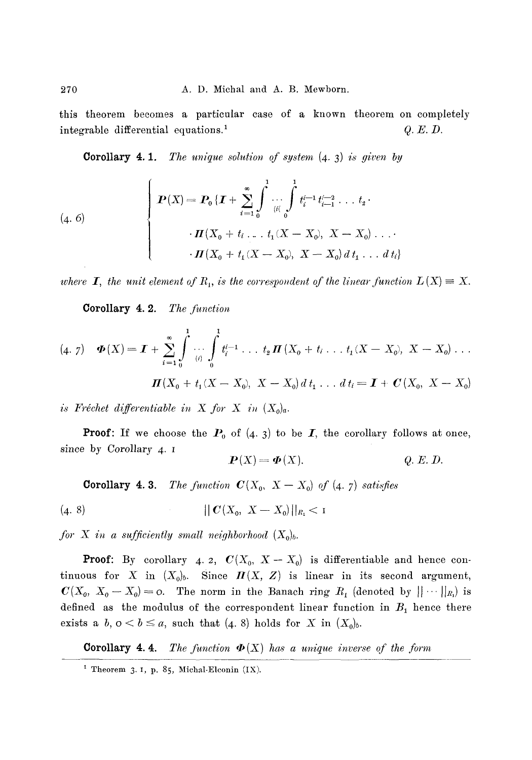this theorem becomes a particular case of a known theorem on completely integrable differential equations.[1] *Q. E. D.*

**Corollary 4. 1.** *The unique solution of system* (4. 3) *is given by*

$$
(4.\ 6) \qquad \left\{
\begin{aligned}
\boldsymbol{P}(X) = \boldsymbol{P}_0 \{ \boldsymbol{I} + \sum_{i=1}^{\infty} \int_0^1 \underset{(i)}{\cdots} \int_0^1 t_i^{i-1} t_{i-1}^{i-2} \ldots t_2 \cdot \\
\cdot \boldsymbol{\Pi}(X_0 + t_i \ldots t_1 (X - X_0),\ X - X_0) \ldots \cdot \\
\cdot \boldsymbol{\Pi}(X_0 + t_1 (X - X_0),\ X - X_0)\, d t_1 \ldots d t_i \}
\end{aligned}
\right.
$$

*where* $\boldsymbol{I}$, *the unit element of* $R_1$, *is the correspondent of the linear function* $L(X) \equiv X$.

**Corollary 4. 2.** *The function*

$$
(4.\ 7) \quad \boldsymbol{\Phi}(X) = \boldsymbol{I} + \sum_{i=1}^{\infty} \int_0^1 \underset{(i)}{\cdots} \int_0^1 t_i^{i-1} \ldots t_2 \boldsymbol{\Pi}(X_0 + t_i \ldots t_1 (X - X_0),\ X - X_0) \ldots
$$

$$
\boldsymbol{\Pi}(X_0 + t_1 (X - X_0),\ X - X_0)\, d t_1 \ldots d t_i = \boldsymbol{I} + \boldsymbol{C}(X_0,\ X - X_0)
$$

*is Fréchet differentiable in* $X$ *for* $X$ *in* $(X_0)_a$.

**Proof:** If we choose the $\boldsymbol{P}_0$ of (4. 3) to be $\boldsymbol{I}$, the corollary follows at once, since by Corollary 4. 1

$$
\boldsymbol{P}(X) = \boldsymbol{\Phi}(X). \qquad Q.\ E.\ D.
$$

**Corollary 4. 3.** *The function* $\boldsymbol{C}(X_0,\ X - X_0)$ *of* (4. 7) *satisfies*

$$
(4.\ 8) \qquad \| \boldsymbol{C}(X_0,\ X - X_0) \|_{R_1} < 1
$$

*for* $X$ *in a sufficiently small neighborhood* $(X_0)_b$.

**Proof:** By corollary 4. 2, $\boldsymbol{C}(X_0,\ X - X_0)$ is differentiable and hence continuous for $X$ in $(X_0)_b$. Since $\boldsymbol{\Pi}(X, Z)$ is linear in its second argument, $\boldsymbol{C}(X_0,\ X_0 - X_0) = 0$. The norm in the Banach ring $R_1$ (denoted by $\| \cdots \|_{R_1}$) is defined as the modulus of the correspondent linear function in $B_1$ hence there exists a $b$, $0 < b \leq a$, such that (4. 8) holds for $X$ in $(X_0)_b$.

**Corollary 4. 4.** *The function* $\boldsymbol{\Phi}(X)$ *has a unique inverse of the form*

---

[1] Theorem 3. 1, p. 85, Michal-Elconin (IX).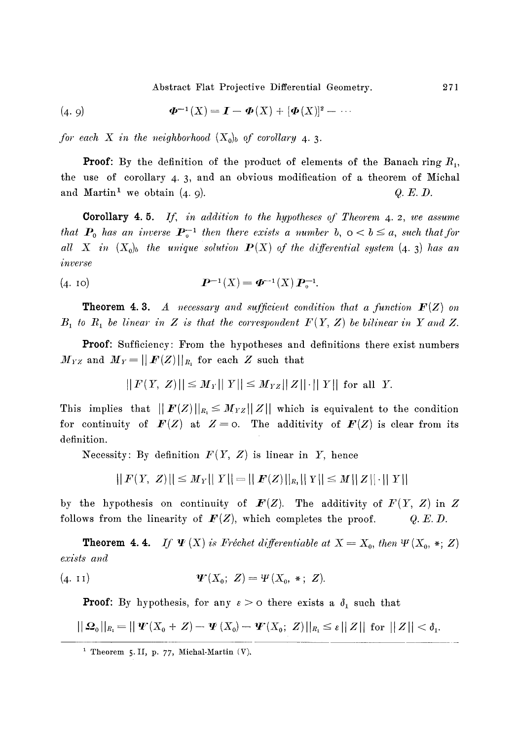$$\boldsymbol{\Phi}^{-1}(X) = \boldsymbol{I} - \boldsymbol{\Phi}(X) + [\boldsymbol{\Phi}(X)]^2 - \cdots \tag{4. 9}$$

*for each $X$ in the neighborhood $(X_0)_b$ of corollary 4. 3.*

**Proof:** By the definition of the product of elements of the Banach ring $R_1$, the use of corollary 4. 3, and an obvious modification of a theorem of Michal and Martin[1] we obtain (4. 9). *Q. E. D.*

**Corollary 4. 5.** *If, in addition to the hypotheses of Theorem 4. 2, we assume that $\boldsymbol{P}_0$ has an inverse $\boldsymbol{P}_0^{-1}$ then there exists a number $b$, $0 < b \leq a$, such that for all $X$ in $(X_0)_b$ the unique solution $\boldsymbol{P}(X)$ of the differential system (4. 3) has an inverse*

$$\boldsymbol{P}^{-1}(X) = \boldsymbol{\Phi}^{-1}(X)\,\boldsymbol{P}_0^{-1}. \tag{4. 10}$$

**Theorem 4. 3.** *A necessary and sufficient condition that a function $\boldsymbol{F}(Z)$ on $B_1$ to $R_1$ be linear in $Z$ is that the correspondent $F(Y, Z)$ be bilinear in $Y$ and $Z$.*

**Proof:** Sufficiency: From the hypotheses and definitions there exist numbers $M_{YZ}$ and $M_Y = ||\boldsymbol{F}(Z)||_{R_1}$ for each $Z$ such that

$$||F(Y, Z)|| \leq M_Y ||Y|| \leq M_{YZ} ||Z|| \cdot ||Y|| \text{ for all } Y.$$

This implies that $||\boldsymbol{F}(Z)||_{R_1} \leq M_{YZ}||Z||$ which is equivalent to the condition for continuity of $\boldsymbol{F}(Z)$ at $Z = 0$. The additivity of $\boldsymbol{F}(Z)$ is clear from its definition.

Necessity: By definition $F(Y, Z)$ is linear in $Y$, hence

$$||F(Y, Z)|| \leq M_Y ||Y|| = ||\boldsymbol{F}(Z)||_{R_1} ||Y|| \leq M ||Z|| \cdot ||Y||$$

by the hypothesis on continuity of $\boldsymbol{F}(Z)$. The additivity of $F(Y, Z)$ in $Z$ follows from the linearity of $\boldsymbol{F}(Z)$, which completes the proof. *Q. E. D.*

**Theorem 4. 4.** *If $\boldsymbol{\Psi}(X)$ is Fréchet differentiable at $X = X_0$, then $\Psi(X_0, *; Z)$ exists and*

$$\boldsymbol{\Psi}(X_0;\ Z) = \Psi(X_0, *;\ Z). \tag{4. 11}$$

**Proof:** By hypothesis, for any $\varepsilon > 0$ there exists a $\delta_1$ such that

$$||\boldsymbol{\Omega}_0||_{R_1} = ||\boldsymbol{\Psi}(X_0 + Z) - \boldsymbol{\Psi}(X_0) - \boldsymbol{\Psi}(X_0;\ Z)||_{R_1} \leq \varepsilon ||Z|| \text{ for } ||Z|| < \delta_1.$$

---

[1] Theorem 5. II, p. 77, Michal-Martin (V).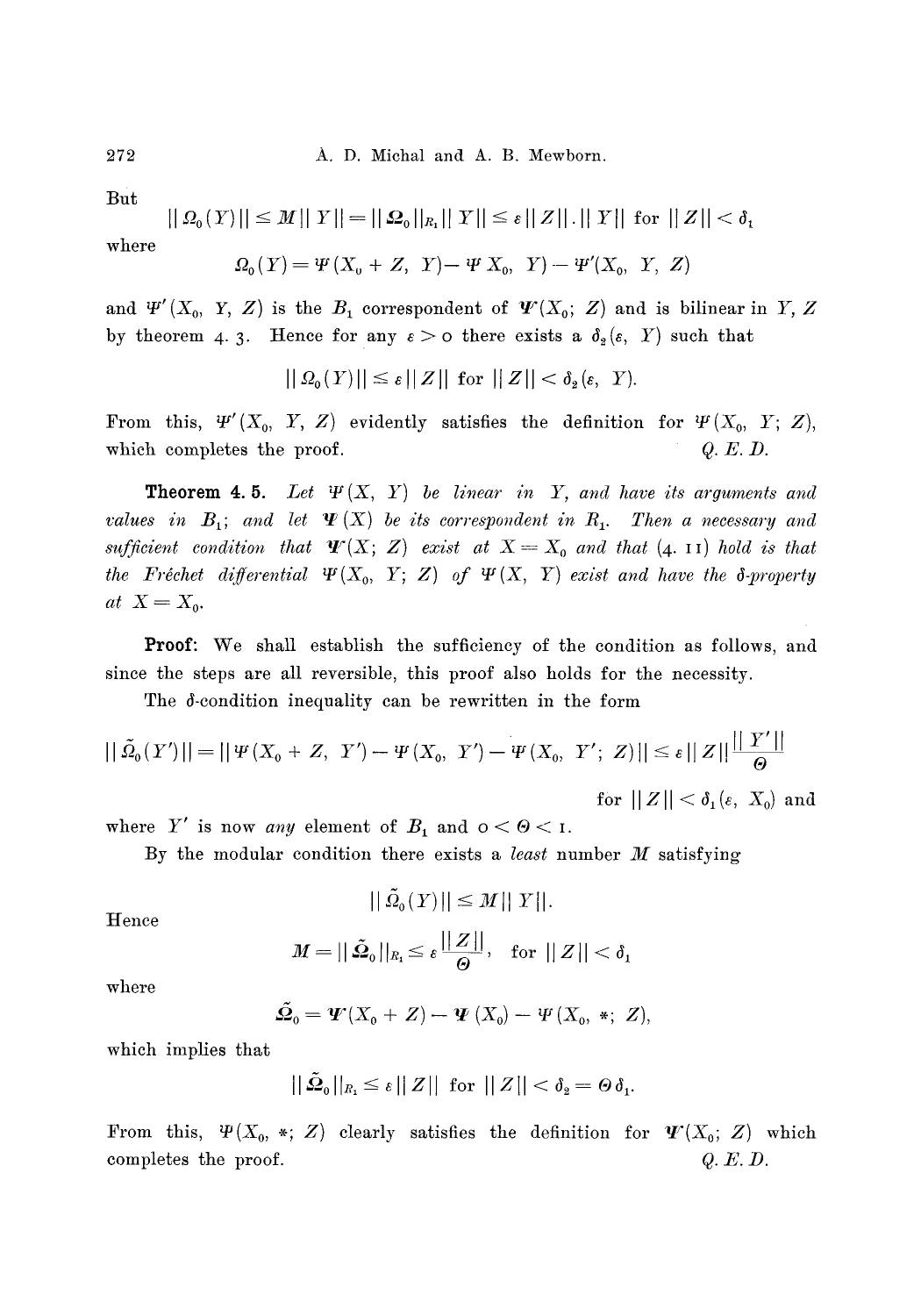But

$$||\Omega_0(Y)|| \leq M||Y|| = ||\boldsymbol{\Omega}_0||_{R_1}||Y|| \leq \varepsilon||Z||.||Y|| \text{ for } ||Z|| < \delta_1$$

where

$$\Omega_0(Y) = \Psi(X_0 + Z,\ Y) - \Psi X_0,\ Y) - \Psi'(X_0,\ Y,\ Z)$$

and $\Psi'(X_0, Y, Z)$ is the $B_1$ correspondent of $\boldsymbol{\Psi}(X_0; Z)$ and is bilinear in $Y, Z$ by theorem 4. 3. Hence for any $\varepsilon > 0$ there exists a $\delta_2(\varepsilon, Y)$ such that

$$||\Omega_0(Y)|| \leq \varepsilon||Z|| \text{ for } ||Z|| < \delta_2(\varepsilon,\ Y).$$

From this, $\Psi'(X_0, Y, Z)$ evidently satisfies the definition for $\Psi(X_0, Y; Z)$, which completes the proof. *Q. E. D.*

**Theorem 4. 5.** *Let $\Psi(X, Y)$ be linear in $Y$, and have its arguments and values in $B_1$; and let $\boldsymbol{\Psi}(X)$ be its correspondent in $R_1$. Then a necessary and sufficient condition that $\boldsymbol{\Psi}(X; Z)$ exist at $X = X_0$ and that (4. 11) hold is that the Fréchet differential $\Psi(X_0, Y; Z)$ of $\Psi(X, Y)$ exist and have the $\delta$-property at $X = X_0$.*

**Proof:** We shall establish the sufficiency of the condition as follows, and since the steps are all reversible, this proof also holds for the necessity.

The $\delta$-condition inequality can be rewritten in the form

$$||\tilde{\Omega}_0(Y')|| = ||\Psi(X_0 + Z,\ Y') - \Psi(X_0,\ Y') - \Psi(X_0,\ Y';\ Z)|| \leq \varepsilon||Z||\frac{||Y'||}{\Theta}$$

for $||Z|| < \delta_1(\varepsilon, X_0)$ and where $Y'$ is now *any* element of $B_1$ and $0 < \Theta < 1$.

By the modular condition there exists a *least* number $M$ satisfying

$$||\tilde{\Omega}_0(Y)|| \leq M||Y||.$$

Hence

$$M = ||\tilde{\boldsymbol{\Omega}}_0||_{R_1} \leq \varepsilon\frac{||Z||}{\Theta}, \text{ for } ||Z|| < \delta_1$$

where

$$\tilde{\boldsymbol{\Omega}}_0 = \boldsymbol{\Psi}(X_0 + Z) - \boldsymbol{\Psi}(X_0) - \Psi(X_0,\ *;\ Z),$$

which implies that

$$||\tilde{\boldsymbol{\Omega}}_0||_{R_1} \leq \varepsilon||Z|| \text{ for } ||Z|| < \delta_2 = \Theta\delta_1.$$

From this, $\Psi(X_0, *; Z)$ clearly satisfies the definition for $\boldsymbol{\Psi}(X_0; Z)$ which completes the proof. *Q. E. D.*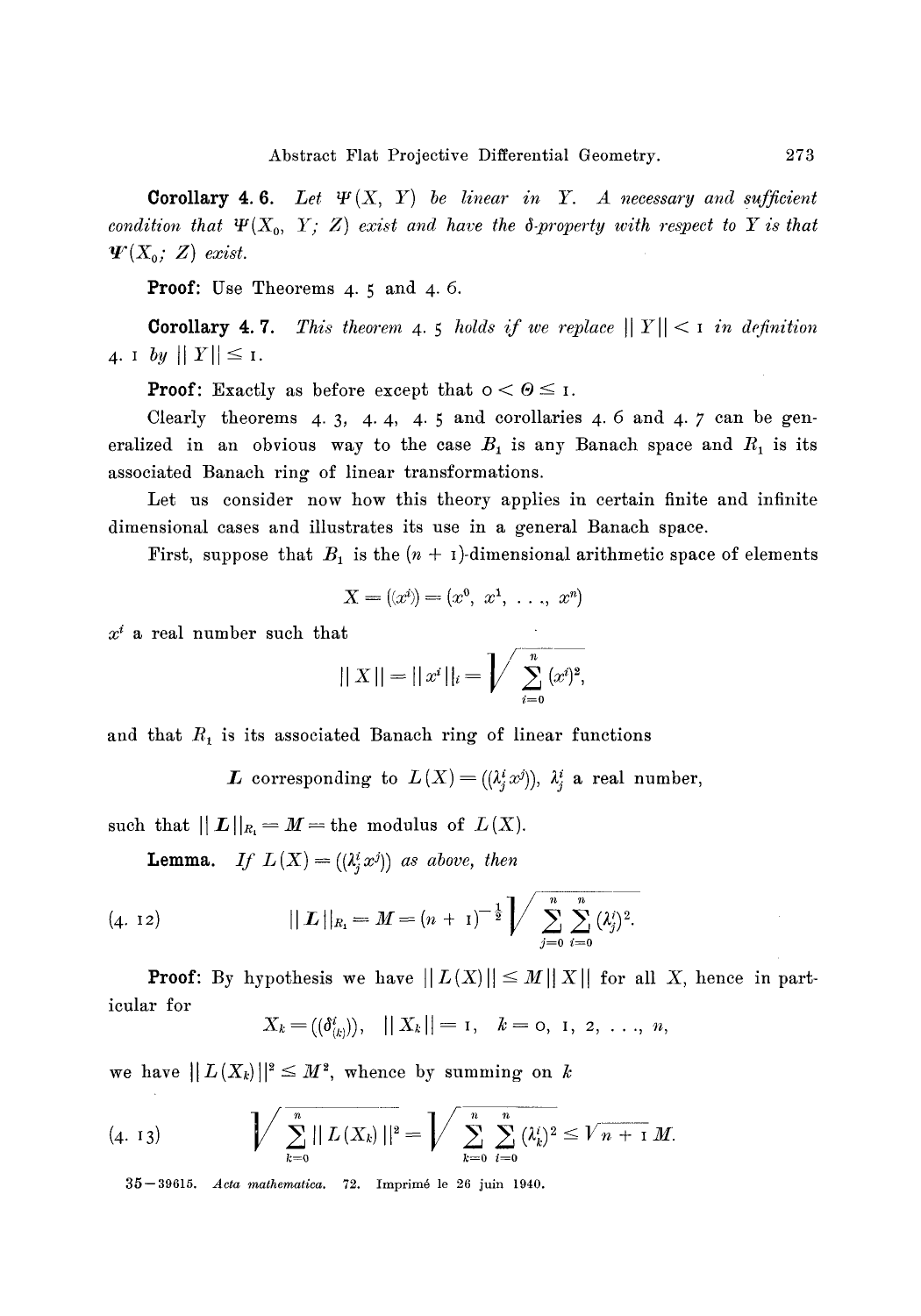**Corollary 4. 6.** *Let $\Psi(X, Y)$ be linear in $Y$. A necessary and sufficient condition that $\Psi(X_0, Y; Z)$ exist and have the $\delta$-property with respect to $Y$ is that $\boldsymbol{\Psi}(X_0; Z)$ exist.*

**Proof:** Use Theorems 4. 5 and 4. 6.

**Corollary 4. 7.** *This theorem 4. 5 holds if we replace $\| Y \| < 1$ in definition 4. 1 by $\| Y \| \leq 1$.*

**Proof:** Exactly as before except that $0 < \Theta \leq 1$.

Clearly theorems 4. 3, 4. 4, 4. 5 and corollaries 4. 6 and 4. 7 can be generalized in an obvious way to the case $B_1$ is any Banach space and $R_1$ is its associated Banach ring of linear transformations.

Let us consider now how this theory applies in certain finite and infinite dimensional cases and illustrates its use in a general Banach space.

First, suppose that $B_1$ is the $(n + 1)$-dimensional arithmetic space of elements

$$X = ((x^i)) = (x^0, x^1, \ldots, x^n)$$

$x^i$ a real number such that

$$\| X \| = \| x^i \|_i = \sqrt{\sum_{i=0}^{n} (x^i)^2},$$

and that $R_1$ is its associated Banach ring of linear functions

$$\boldsymbol{L} \text{ corresponding to } L(X) = ((\lambda^i_j x^j)),\ \lambda^i_j \text{ a real number,}$$

such that $\| \boldsymbol{L} \|_{R_1} = \boldsymbol{M} =$ the modulus of $L(X)$.

**Lemma.** *If $L(X) = ((\lambda^i_j x^j))$ as above, then*

$$\| \boldsymbol{L} \|_{R_1} = \boldsymbol{M} = (n + 1)^{-\frac{1}{2}} \sqrt{\sum_{j=0}^{n} \sum_{i=0}^{n} (\lambda^i_j)^2}. \tag{4. 12}$$

**Proof:** By hypothesis we have $\| L(X) \| \leq \boldsymbol{M} \| X \|$ for all $X$, hence in particular for

$$X_k = ((\delta^i_{(k)})), \quad \| X_k \| = 1, \quad k = 0, 1, 2, \ldots, n,$$

we have $\| L(X_k) \|^2 \leq \boldsymbol{M}^2$, whence by summing on $k$

$$\sqrt{\sum_{k=0}^{n} \| L(X_k) \|^2} = \sqrt{\sum_{k=0}^{n} \sum_{i=0}^{n} (\lambda^i_k)^2} \leq \sqrt{n + 1}\, \boldsymbol{M}. \tag{4. 13}$$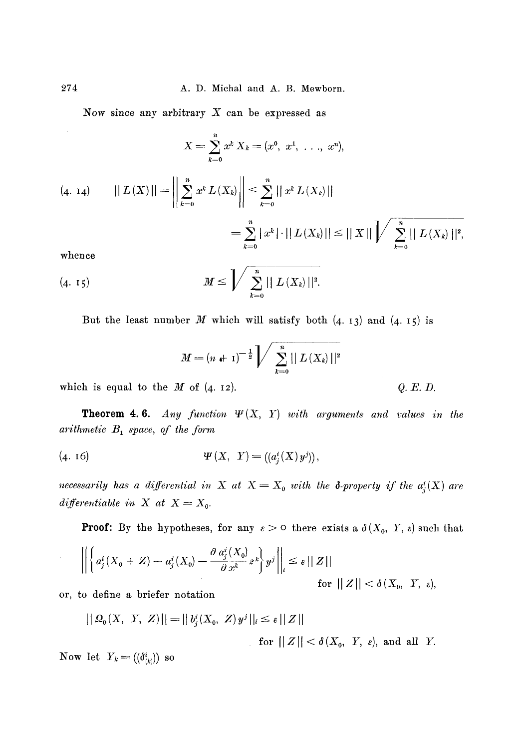Now since any arbitrary $X$ can be expressed as

$$X = \sum_{k=0}^{n} x^k X_k = (x^0, x^1, \ldots, x^n),$$

$$(4.14) \qquad \| L(X) \| = \left\| \sum_{k=0}^{n} x^k L(X_k) \right\| \leq \sum_{k=0}^{n} \| x^k L(X_k) \|$$

$$= \sum_{k=0}^{n} | x^k | \cdot \| L(X_k) \| \leq \| X \| \sqrt{\sum_{k=0}^{n} \| L(X_k) \|^2},$$

whence

$$(4.15) \qquad M \leq \sqrt{\sum_{k=0}^{n} \| L(X_k) \|^2}.$$

But the least number $M$ which will satisfy both (4.13) and (4.15) is

$$M = (n+1)^{-\frac{1}{2}} \sqrt{\sum_{k=0}^{n} \| L(X_k) \|^2}$$

which is equal to the $M$ of (4.12). *Q. E. D.*

**Theorem 4.6.** *Any function $\Psi(X, Y)$ with arguments and values in the arithmetic $B_1$ space, of the form*

$$(4.16) \qquad \Psi(X, Y) = ((a^i_j(X) y^j)),$$

*necessarily has a differential in $X$ at $X = X_0$ with the $\delta$-property if the $a^i_j(X)$ are differentiable in $X$ at $X = X_0$.*

**Proof:** By the hypotheses, for any $\varepsilon > 0$ there exists a $\delta(X_0, Y, \varepsilon)$ such that

$$\left\| \left\{ a^i_j(X_0 + Z) - a^i_j(X_0) - \frac{\partial a^i_j(X_0)}{\partial x^k} z^k \right\} y^j \right\|_i \leq \varepsilon \| Z \|$$

for $\| Z \| < \delta(X_0, Y, \varepsilon)$,

or, to define a briefer notation

$$\| \Omega_0(X, Y, Z) \| = \| b^i_j(X_0, Z) y^j \|_i \leq \varepsilon \| Z \|$$

for $\| Z \| < \delta(X_0, Y, \varepsilon)$, and all $Y$.

Now let $Y_k = ((\delta^i_{(k)}))$ so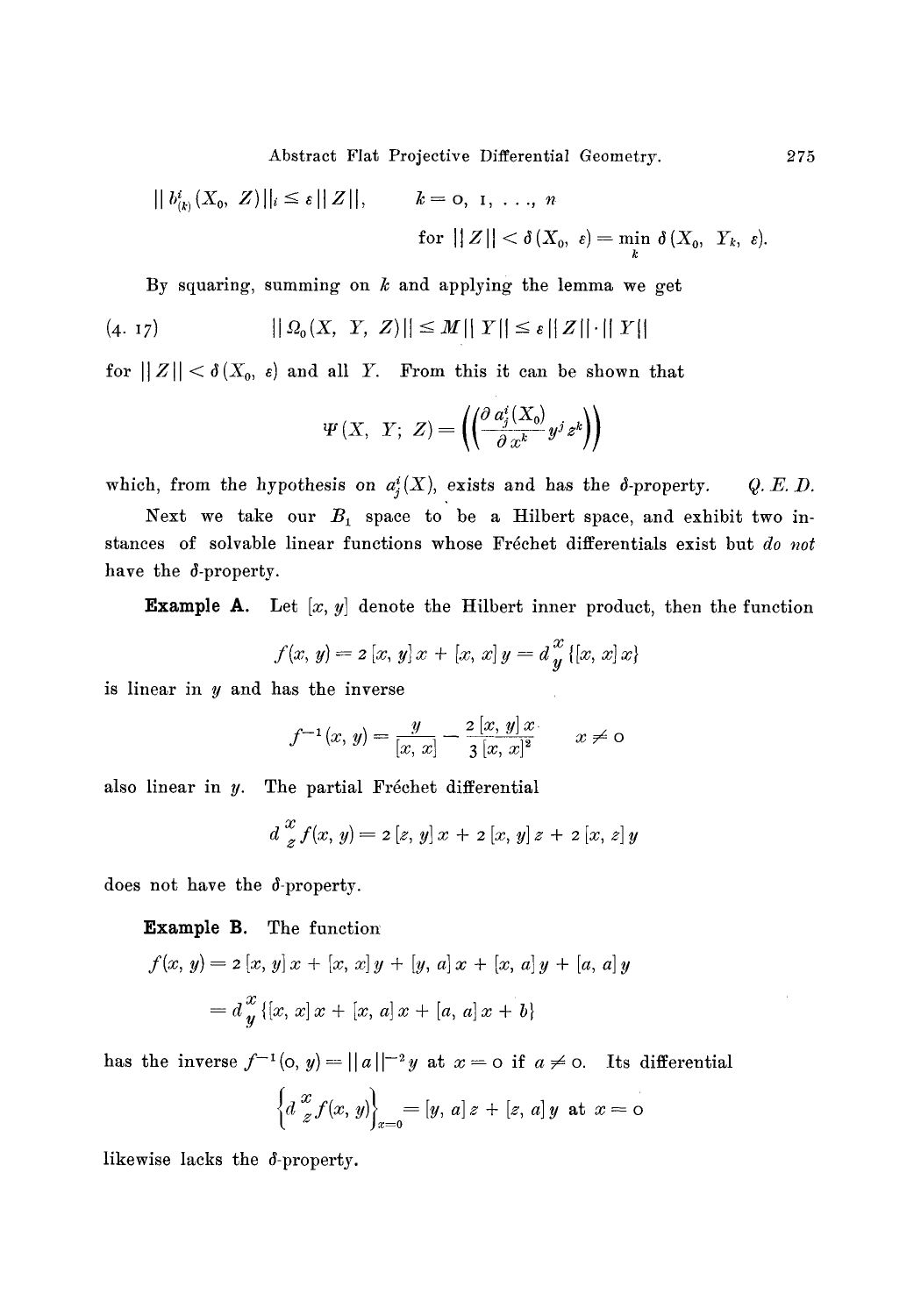$$\| b^i_{(k)}(X_0,\ Z) \|_i \leq \varepsilon \| Z \|, \qquad k = 0,\ 1,\ \ldots,\ n$$

$$\text{for } \| Z \| < \delta(X_0,\ \varepsilon) = \min_k \delta(X_0,\ Y_k,\ \varepsilon).$$

By squaring, summing on $k$ and applying the lemma we get

$$\| \Omega_0(X,\ Y,\ Z) \| \leq M \| Y \| \leq \varepsilon \| Z \| \cdot \| Y \| \tag{4. 17}$$

for $\| Z \| < \delta(X_0,\ \varepsilon)$ and all $Y$. From this it can be shown that

$$\Psi(X,\ Y;\ Z) = \left( \left( \frac{\partial a^i_j(X_0)}{\partial x^k} y^j z^k \right) \right)$$

which, from the hypothesis on $a^i_j(X)$, exists and has the $\delta$-property. *Q. E. D.*

Next we take our $B_1$ space to be a Hilbert space, and exhibit two instances of solvable linear functions whose Fréchet differentials exist but *do not* have the $\delta$-property.

**Example A.** Let $[x, y]$ denote the Hilbert inner product, then the function

$$f(x,\ y) = 2\,[x,\ y]\, x + [x,\ x]\, y = d^{\,x}_{y} \{ [x,\ x]\, x \}$$

is linear in $y$ and has the inverse

$$f^{-1}(x,\ y) = \frac{y}{[x,\ x]} - \frac{2\,[x,\ y]\, x}{3\,[x,\ x]^2} \qquad x \neq 0$$

also linear in $y$. The partial Fréchet differential

$$d^{\,x}_{z} f(x,\ y) = 2\,[z,\ y]\, x + 2\,[x,\ y]\, z + 2\,[x,\ z]\, y$$

does not have the $\delta$-property.

**Example B.** The function

$$\begin{aligned} f(x,\ y) &= 2\,[x,\ y]\, x + [x,\ x]\, y + [y,\ a]\, x + [x,\ a]\, y + [a,\ a]\, y \\ &= d^{\,x}_{y} \{ [x,\ x]\, x + [x,\ a]\, x + [a,\ a]\, x + b \} \end{aligned}$$

has the inverse $f^{-1}(0,\ y) = \| a \|^{-2} y$ at $x = 0$ if $a \neq 0$. Its differential

$$\left\{ d^{\,x}_{z} f(x,\ y) \right\}_{x=0} = [y,\ a]\, z + [z,\ a]\, y \ \text{ at } x = 0$$

likewise lacks the $\delta$-property.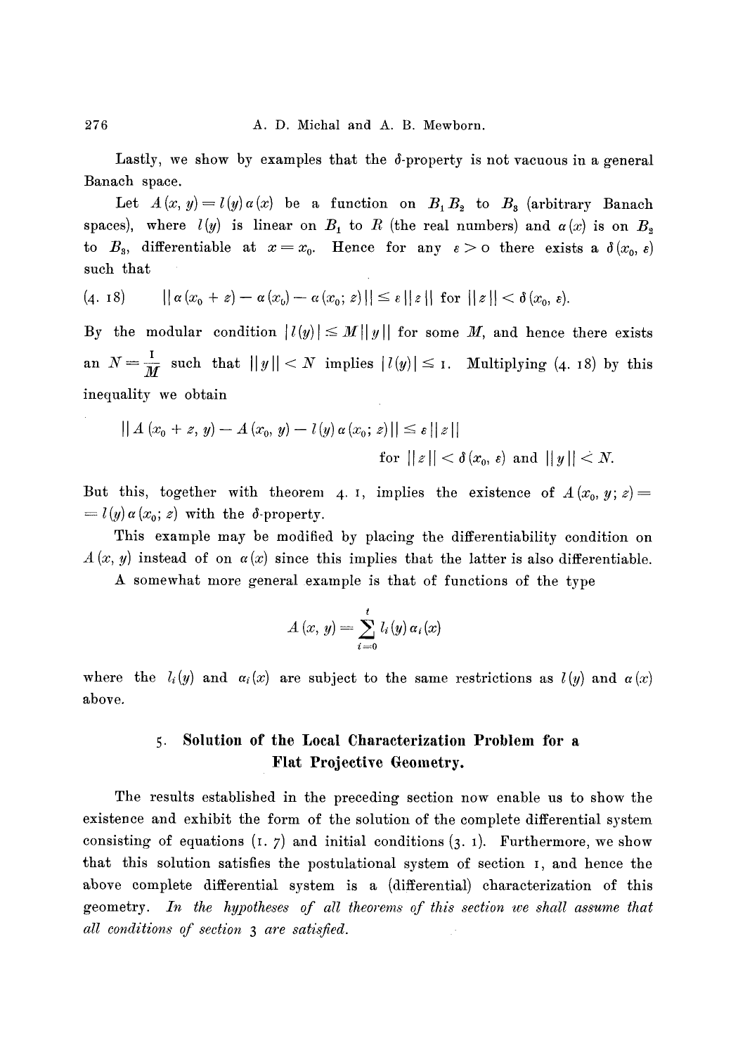Lastly, we show by examples that the $\delta$-property is not vacuous in a general Banach space.

Let $A(x, y) = l(y)\,a(x)$ be a function on $B_1 B_2$ to $B_3$ (arbitrary Banach spaces), where $l(y)$ is linear on $B_1$ to $R$ (the real numbers) and $a(x)$ is on $B_2$ to $B_3$, differentiable at $x = x_0$. Hence for any $\varepsilon > 0$ there exists a $\delta(x_0, \varepsilon)$ such that

$$(4.18) \qquad \| a(x_0 + z) - a(x_0) - a(x_0; z) \| \leq \varepsilon \| z \| \text{ for } \| z \| < \delta(x_0, \varepsilon).$$

By the modular condition $|l(y)| \leq M \| y \|$ for some $M$, and hence there exists an $N = \frac{1}{M}$ such that $\| y \| < N$ implies $|l(y)| \leq 1$. Multiplying (4.18) by this inequality we obtain

$$\| A(x_0 + z, y) - A(x_0, y) - l(y)\,a(x_0; z) \| \leq \varepsilon \| z \|$$
$$\text{for } \| z \| < \delta(x_0, \varepsilon) \text{ and } \| y \| < N.$$

But this, together with theorem 4.1, implies the existence of $A(x_0, y; z) = l(y)\,a(x_0; z)$ with the $\delta$-property.

This example may be modified by placing the differentiability condition on $A(x, y)$ instead of on $a(x)$ since this implies that the latter is also differentiable.

A somewhat more general example is that of functions of the type

$$A(x, y) = \sum_{i=0}^{t} l_i(y)\,a_i(x)$$

where the $l_i(y)$ and $a_i(x)$ are subject to the same restrictions as $l(y)$ and $a(x)$ above.

## 5. Solution of the Local Characterization Problem for a Flat Projective Geometry.

The results established in the preceding section now enable us to show the existence and exhibit the form of the solution of the complete differential system consisting of equations (1.7) and initial conditions (3.1). Furthermore, we show that this solution satisfies the postulational system of section 1, and hence the above complete differential system is a (differential) characterization of this geometry. *In the hypotheses of all theorems of this section we shall assume that all conditions of section 3 are satisfied.*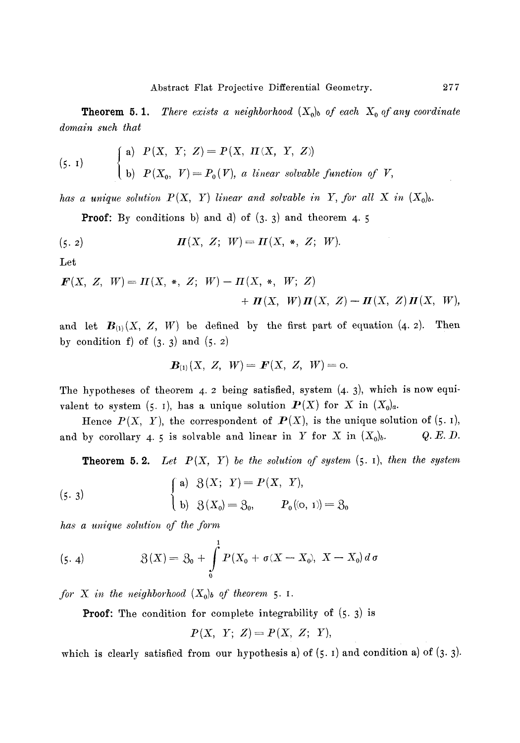**Theorem 5. 1.** *There exists a neighborhood $(X_0)_b$ of each $X_0$ of any coordinate domain such that*

$$
(5.\ 1) \qquad \begin{cases} \text{a)} \ P(X,\ Y;\ Z) = P(X,\ \Pi(X,\ Y,\ Z)) \\ \text{b)} \ P(X_0,\ V) = P_0(V), \ \textit{a linear solvable function of } V, \end{cases}
$$

*has a unique solution $P(X,\ Y)$ linear and solvable in $Y$, for all $X$ in $(X_0)_b$.*

**Proof:** By conditions b) and d) of (3. 3) and theorem 4. 5

$$
(5.\ 2) \qquad \boldsymbol{\Pi}(X,\ Z;\ W) = \Pi(X,\ *,\ Z;\ W).
$$

Let

$$
\boldsymbol{F}(X,\ Z,\ W) = \Pi(X,\ *,\ Z;\ W) - \Pi(X,\ *,\ W;\ Z) + \boldsymbol{\Pi}(X,\ W)\boldsymbol{\Pi}(X,\ Z) - \boldsymbol{\Pi}(X,\ Z)\boldsymbol{\Pi}(X,\ W),
$$

and let $\boldsymbol{B}_{(1)}(X,\ Z,\ W)$ be defined by the first part of equation (4. 2). Then by condition f) of (3. 3) and (5. 2)

$$
\boldsymbol{B}_{(1)}(X,\ Z,\ W) = \boldsymbol{F}(X,\ Z,\ W) = 0.
$$

The hypotheses of theorem 4. 2 being satisfied, system (4. 3), which is now equivalent to system (5. 1), has a unique solution $\boldsymbol{P}(X)$ for $X$ in $(X_0)_a$.

Hence $P(X,\ Y)$, the correspondent of $\boldsymbol{P}(X)$, is the unique solution of (5. 1), and by corollary 4. 5 is solvable and linear in $Y$ for $X$ in $(X_0)_b$. *Q. E. D.*

**Theorem 5. 2.** *Let $P(X,\ Y)$ be the solution of system (5. 1), then the system*

$$
(5.\ 3) \qquad \begin{cases} \text{a)} \ \mathfrak{Z}(X;\ Y) = P(X,\ Y), \\ \text{b)} \ \mathfrak{Z}(X_0) = \mathfrak{Z}_0, \qquad P_0((0,\ 1)) = \mathfrak{Z}_0 \end{cases}
$$

*has a unique solution of the form*

$$
(5.\ 4) \qquad \mathfrak{Z}(X) = \mathfrak{Z}_0 + \int_0^1 P(X_0 + \sigma(X - X_0),\ X - X_0)\, d\sigma
$$

*for $X$ in the neighborhood $(X_0)_b$ of theorem 5. 1.*

**Proof:** The condition for complete integrability of (5. 3) is

$$
P(X,\ Y;\ Z) = P(X,\ Z;\ Y),
$$

which is clearly satisfied from our hypothesis a) of (5. 1) and condition a) of (3. 3).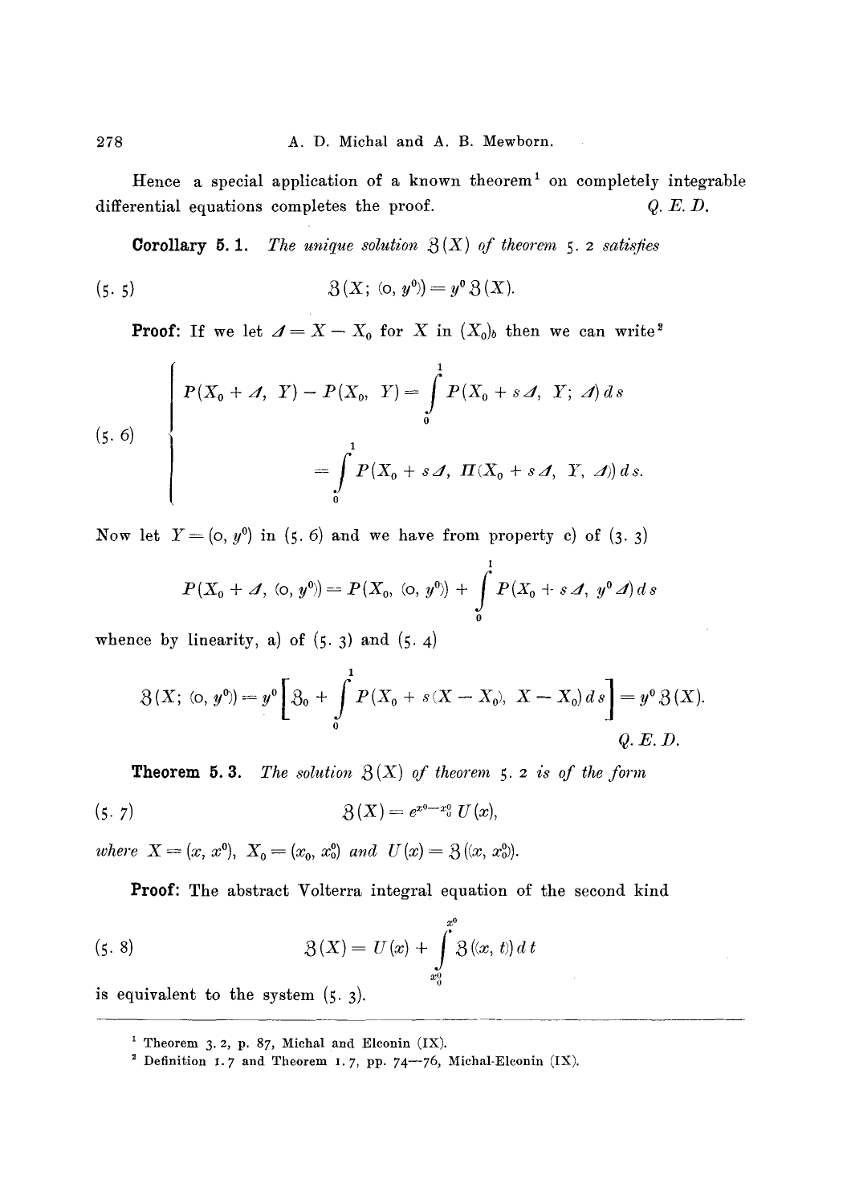Hence a special application of a known theorem[1] on completely integrable differential equations completes the proof. *Q. E. D.*

**Corollary 5.1.** *The unique solution $\mathfrak{Z}(X)$ of theorem 5.2 satisfies*

$$\mathfrak{Z}(X;\, (0, y^0)) = y^0\, \mathfrak{Z}(X). \tag{5.5}$$

**Proof:** If we let $\Delta = X - X_0$ for $X$ in $(X_0)_b$ then we can write[2]

$$\left\{\begin{aligned} P(X_0 + \Delta,\, Y) - P(X_0,\, Y) &= \int_0^1 P(X_0 + s\Delta,\, Y;\, \Delta)\, ds \\ &= \int_0^1 P(X_0 + s\Delta,\, \Pi(X_0 + s\Delta,\, Y,\, \Delta))\, ds. \end{aligned}\right. \tag{5.6}$$

Now let $Y = (0, y^0)$ in (5.6) and we have from property c) of (3.3)

$$P(X_0 + \Delta,\, (0, y^0)) = P(X_0,\, (0, y^0)) + \int_0^1 P(X_0 + s\Delta,\, y^0\Delta)\, ds$$

whence by linearity, a) of (5.3) and (5.4)

$$\mathfrak{Z}(X;\, (0, y^0)) = y^0\left[\mathfrak{Z}_0 + \int_0^1 P(X_0 + s(X - X_0),\, X - X_0)\, ds\right] = y^0\, \mathfrak{Z}(X).$$

*Q. E. D.*

**Theorem 5.3.** *The solution $\mathfrak{Z}(X)$ of theorem 5.2 is of the form*

$$\mathfrak{Z}(X) = e^{x^0 - x_0^0}\, U(x), \tag{5.7}$$

*where $X = (x, x^0)$, $X_0 = (x_0, x_0^0)$ and $U(x) = \mathfrak{Z}((x, x_0^0))$.*

**Proof:** The abstract Volterra integral equation of the second kind

$$\mathfrak{Z}(X) = U(x) + \int_{x_0^0}^{x^0} \mathfrak{Z}((x, t))\, dt \tag{5.8}$$

is equivalent to the system (5.3).

---

[1] Theorem 3.2, p. 87, Michal and Elconin (IX).

[2] Definition 1.7 and Theorem 1.7, pp. 74—76, Michal-Elconin (IX).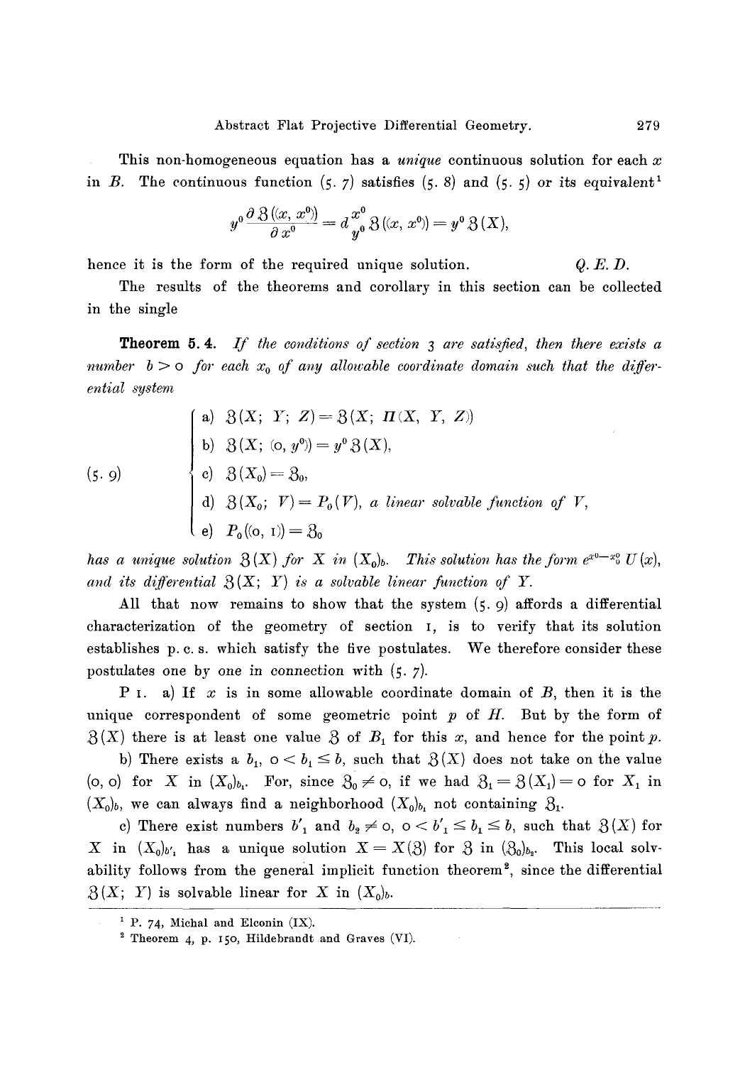This non-homogeneous equation has a *unique* continuous solution for each $x$ in $B$. The continuous function (5. 7) satisfies (5. 8) and (5. 5) or its equivalent[1]

$$y^0 \frac{\partial \mathfrak{Z}((x, x^0))}{\partial x^0} = d_{y^0}^{x^0} \mathfrak{Z}((x, x^0)) = y^0 \mathfrak{Z}(X),$$

hence it is the form of the required unique solution. *Q. E. D.*

The results of the theorems and corollary in this section can be collected in the single

**Theorem 5. 4.** *If the conditions of section 3 are satisfied, then there exists a number $b > 0$ for each $x_0$ of any allowable coordinate domain such that the differential system*

$$(5.\ 9) \qquad \begin{cases} \text{a)} \ \mathfrak{Z}(X;\ Y;\ Z) = \mathfrak{Z}(X;\ \Pi(X,\ Y,\ Z)) \\ \text{b)} \ \mathfrak{Z}(X;\ (0,\ y^0)) = y^0\, \mathfrak{Z}(X), \\ \text{c)} \ \mathfrak{Z}(X_0) = \mathfrak{Z}_0, \\ \text{d)} \ \mathfrak{Z}(X_0;\ V) = P_0(V), \ \textit{a linear solvable function of } V, \\ \text{e)} \ P_0((0,\ 1)) = \mathfrak{Z}_0 \end{cases}$$

*has a unique solution $\mathfrak{Z}(X)$ for $X$ in $(X_0)_b$. This solution has the form $e^{x^0 - x_0^0}\, U(x)$, and its differential $\mathfrak{Z}(X;\ Y)$ is a solvable linear function of $Y$.*

All that now remains to show that the system (5. 9) affords a differential characterization of the geometry of section 1, is to verify that its solution establishes p. c. s. which satisfy the five postulates. We therefore consider these postulates one by one in connection with (5. 7).

P 1. a) If $x$ is in some allowable coordinate domain of $B$, then it is the unique correspondent of some geometric point $p$ of $H$. But by the form of $\mathfrak{Z}(X)$ there is at least one value $\mathfrak{Z}$ of $B_1$ for this $x$, and hence for the point $p$.

b) There exists a $b_1$, $0 < b_1 \leq b$, such that $\mathfrak{Z}(X)$ does not take on the value $(0, 0)$ for $X$ in $(X_0)_{b_1}$. For, since $\mathfrak{Z}_0 \neq 0$, if we had $\mathfrak{Z}_1 = \mathfrak{Z}(X_1) = 0$ for $X_1$ in $(X_0)_b$, we can always find a neighborhood $(X_0)_{b_1}$ not containing $\mathfrak{Z}_1$.

c) There exist numbers $b'_1$ and $b_2 \neq 0$, $0 < b'_1 \leq b_1 \leq b$, such that $\mathfrak{Z}(X)$ for $X$ in $(X_0)_{b'_1}$ has a unique solution $X = X(\mathfrak{Z})$ for $\mathfrak{Z}$ in $(\mathfrak{Z}_0)_{b_2}$. This local solvability follows from the general implicit function theorem[2], since the differential $\mathfrak{Z}(X;\ Y)$ is solvable linear for $X$ in $(X_0)_b$.

---

[1] P. 74, Michal and Elconin (IX).

[2] Theorem 4, p. 150, Hildebrandt and Graves (VI).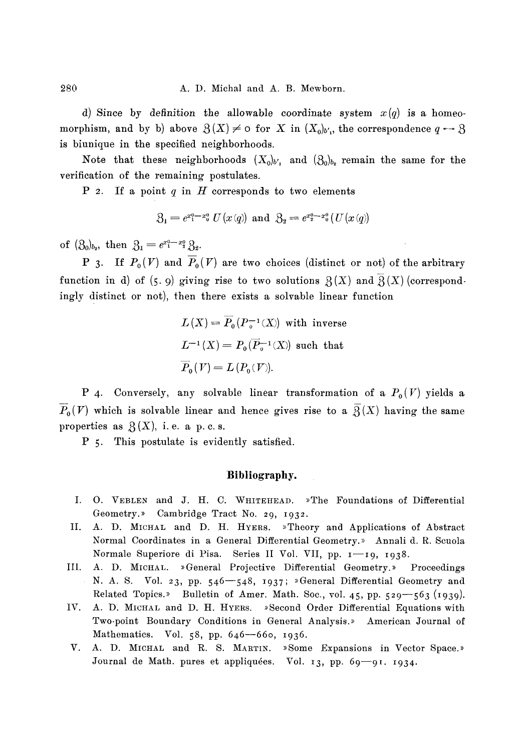d) Since by definition the allowable coordinate system $x(q)$ is a homeomorphism, and by b) above $\mathfrak{Z}(X) \neq 0$ for $X$ in $(X_0)_{b'_1}$, the correspondence $q \leftrightarrow \mathfrak{Z}$ is biunique in the specified neighborhoods.

Note that these neighborhoods $(X_0)_{b'_1}$ and $(\mathfrak{Z}_0)_{b_2}$ remain the same for the verification of the remaining postulates.

P 2. If a point $q$ in $H$ corresponds to two elements

$$\mathfrak{Z}_1 = e^{x_1^0 - x_0^0}\, U(x(q)) \text{ and } \mathfrak{Z}_2 = e^{x_2^0 - x_0^0}(U(x(q))$$

of $(\mathfrak{Z}_0)_{b_2}$, then $\mathfrak{Z}_1 = e^{x_1^0 - x_2^0}\,\mathfrak{Z}_2$.

P 3. If $P_0(V)$ and $\overline{P}_0(V)$ are two choices (distinct or not) of the arbitrary function in d) of (5. 9) giving rise to two solutions $\mathfrak{Z}(X)$ and $\overline{\mathfrak{Z}}(X)$ (correspondingly distinct or not), then there exists a solvable linear function

$$L(X) = \overline{P}_0(P_0^{-1}(X)) \text{ with inverse}$$
$$L^{-1}(X) = P_0(\overline{P}_0^{-1}(X)) \text{ such that}$$
$$\overline{P}_0(V) = L(P_0(V)).$$

P 4. Conversely, any solvable linear transformation of a $P_0(V)$ yields a $\overline{P}_0(V)$ which is solvable linear and hence gives rise to a $\overline{\mathfrak{Z}}(X)$ having the same properties as $\mathfrak{Z}(X)$, i. e. a p. c. s.

P 5. This postulate is evidently satisfied.

## Bibliography.

I. O. Veblen and J. H. C. Whitehead. »The Foundations of Differential Geometry.» Cambridge Tract No. 29, 1932.

II. A. D. Michal and D. H. Hyers. »Theory and Applications of Abstract Normal Coordinates in a General Differential Geometry.» Annali d. R. Scuola Normale Superiore di Pisa. Series II Vol. VII, pp. 1—19, 1938.

III. A. D. Michal. »General Projective Differential Geometry.» Proceedings N. A. S. Vol. 23, pp. 546—548, 1937; »General Differential Geometry and Related Topics.» Bulletin of Amer. Math. Soc., vol. 45, pp. 529—563 (1939).

IV. A. D. Michal and D. H. Hyers. »Second Order Differential Equations with Two-point Boundary Conditions in General Analysis.» American Journal of Mathematics. Vol. 58, pp. 646—660, 1936.

V. A. D. Michal and R. S. Martin. »Some Expansions in Vector Space.» Journal de Math. pures et appliquées. Vol. 13, pp. 69—91. 1934.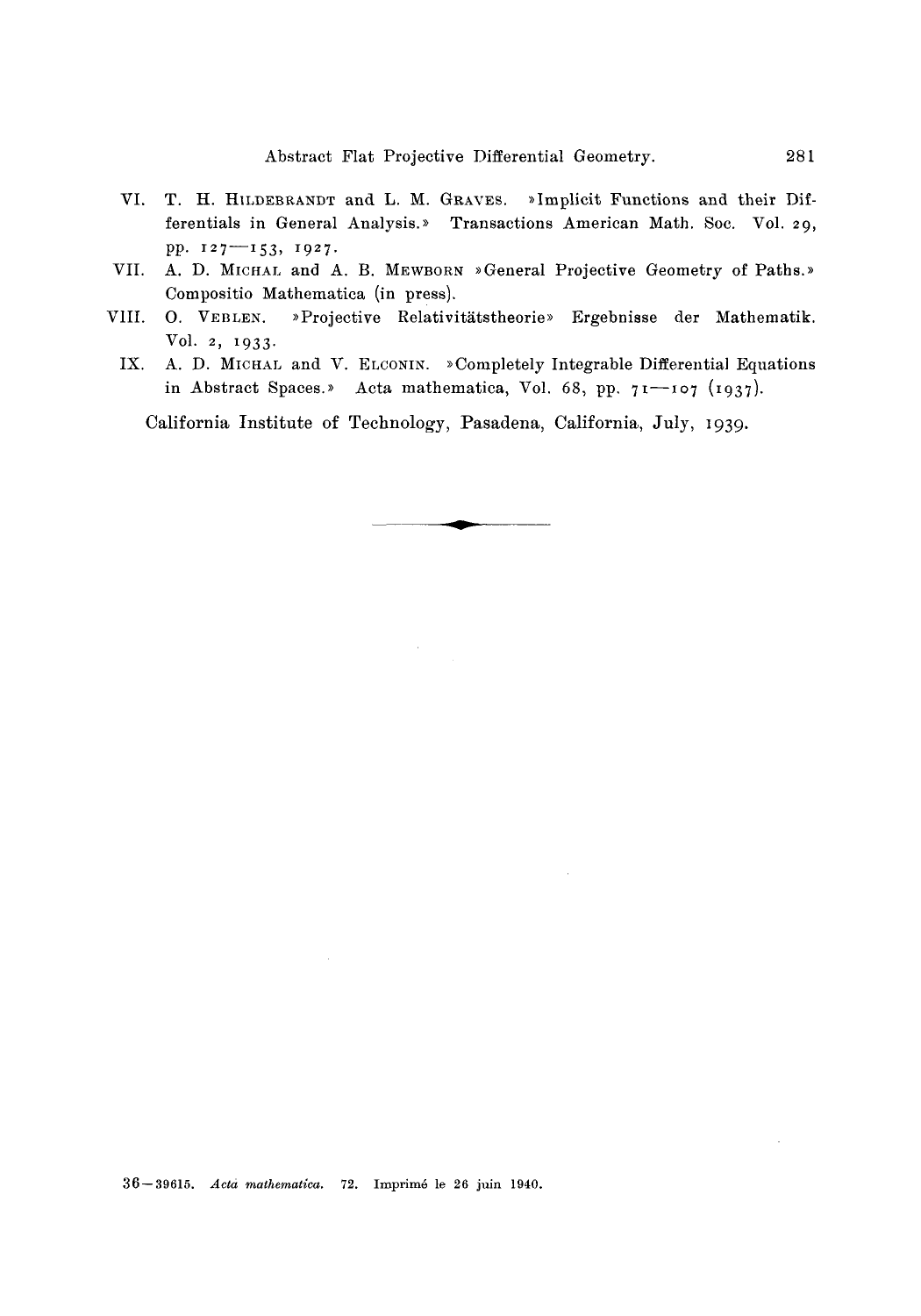VI. T. H. HILDEBRANDT and L. M. GRAVES. »Implicit Functions and their Differentials in General Analysis.» Transactions American Math. Soc. Vol. 29, pp. 127—153, 1927.

VII. A. D. MICHAL and A. B. MEWBORN »General Projective Geometry of Paths.» Compositio Mathematica (in press).

VIII. O. VEBLEN. »Projective Relativitätstheorie» Ergebnisse der Mathematik. Vol. 2, 1933.

IX. A. D. MICHAL and V. ELCONIN. »Completely Integrable Differential Equations in Abstract Spaces.» Acta mathematica, Vol. 68, pp. 71—107 (1937).

California Institute of Technology, Pasadena, California, July, 1939.